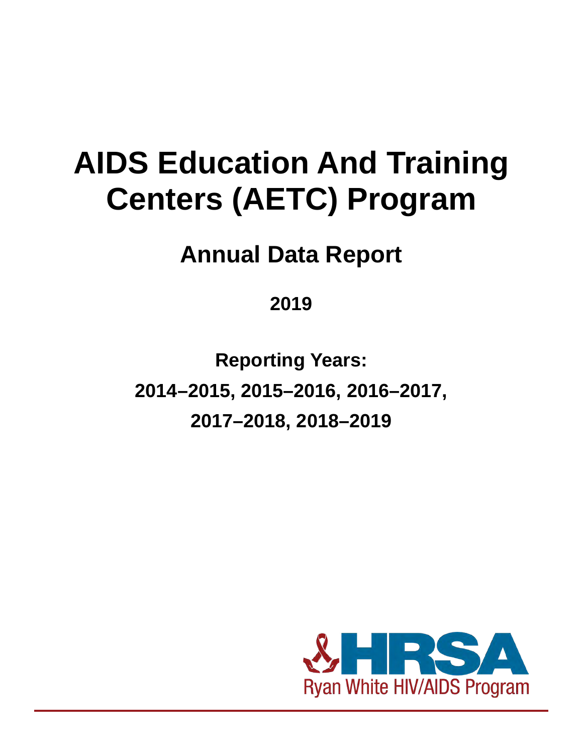# AIDS Education And Training Centers (AETC) Program

## Annual Data Report

**2019**

**Reporting Years:**

**2014–2015, 2015–2016, 2016–2017,**

**2017–2018, 2018–2019**

HRSA

Ryan White HIV/AIDS Program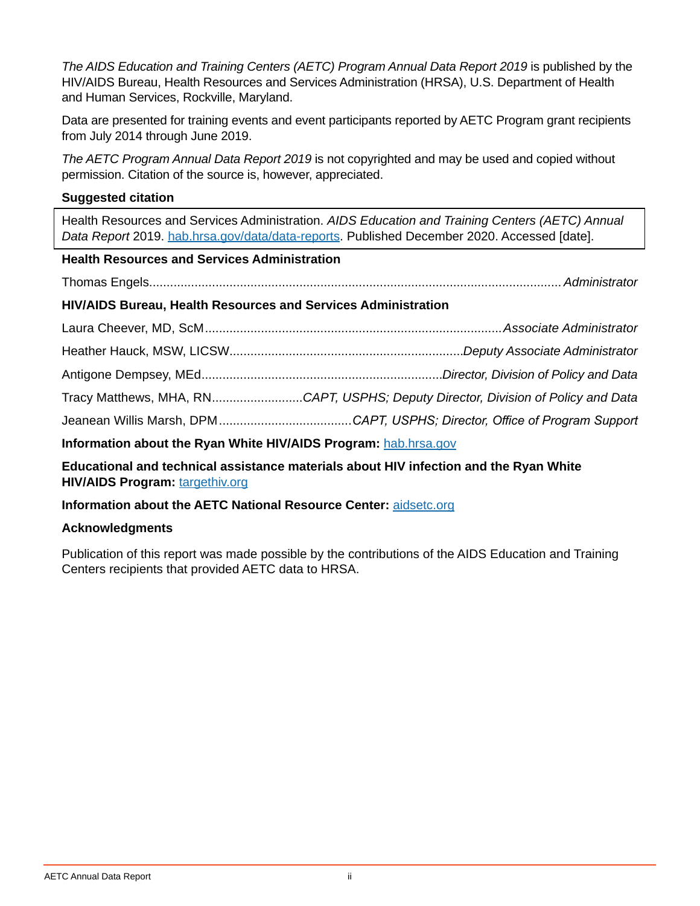*The AIDS Education and Training Centers (AETC) Program Annual Data Report 2019* is published by the HIV/AIDS Bureau, Health Resources and Services Administration (HRSA), U.S. Department of Health and Human Services, Rockville, Maryland.

Data are presented for training events and event participants reported by AETC Program grant recipients from July 2014 through June 2019.

*The AETC Program Annual Data Report 2019* is not copyrighted and may be used and copied without permission. Citation of the source is, however, appreciated.

**Suggested citation**

Health Resources and Services Administration. *AIDS Education and Training Centers (AETC) Annual Data Report* 2019. [hab.hrsa.gov/data/data-reports](hab.hrsa.gov/data/data-reports). Published December 2020. Accessed [date].

**Health Resources and Services Administration**

Thomas Engels.......... *Administrator*

**HIV/AIDS Bureau, Health Resources and Services Administration**

Laura Cheever, MD, ScM.......... *Associate Administrator*

Heather Hauck, MSW, LICSW.......... *Deputy Associate Administrator*

Antigone Dempsey, MEd.......... *Director, Division of Policy and Data*

Tracy Matthews, MHA, RN.......... *CAPT, USPHS; Deputy Director, Division of Policy and Data*

Jeanean Willis Marsh, DPM.......... *CAPT, USPHS; Director, Office of Program Support*

**Information about the Ryan White HIV/AIDS Program:** [hab.hrsa.gov](hab.hrsa.gov)

**Educational and technical assistance materials about HIV infection and the Ryan White HIV/AIDS Program:** [targethiv.org](targethiv.org)

**Information about the AETC National Resource Center:** [aidsetc.org](aidsetc.org)

**Acknowledgments**

Publication of this report was made possible by the contributions of the AIDS Education and Training Centers recipients that provided AETC data to HRSA.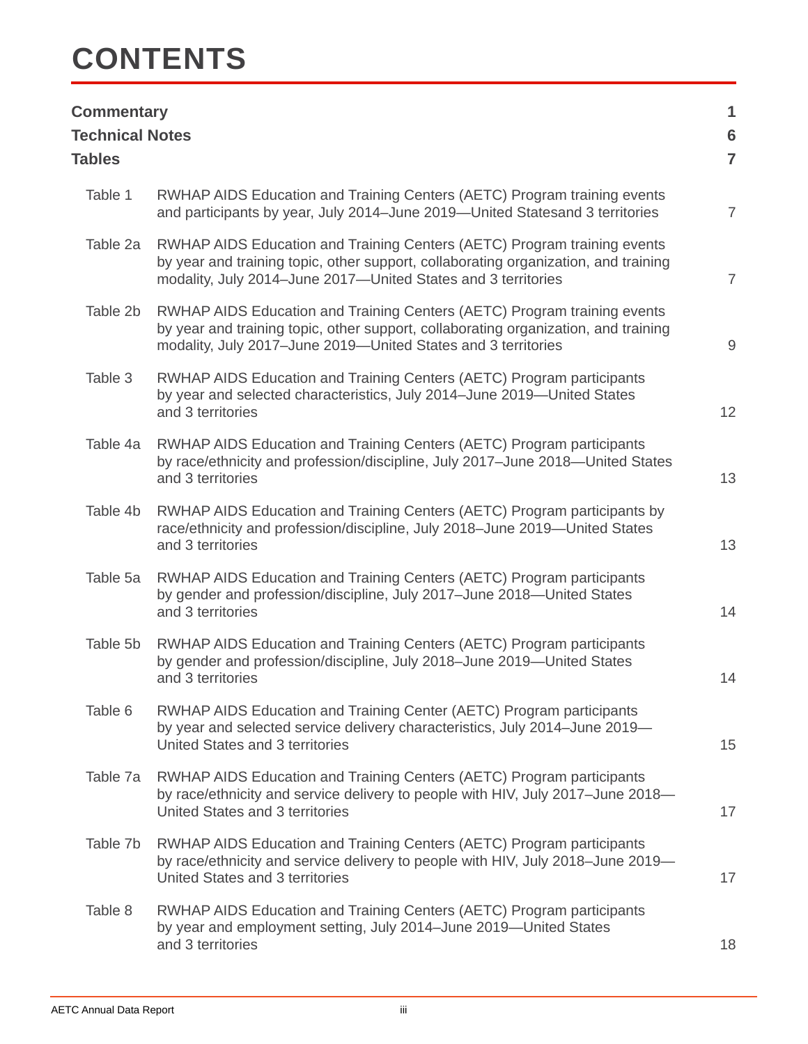# CONTENTS

| | | |
|---|---|---|
| **Commentary** | | **1** |
| **Technical Notes** | | **6** |
| **Tables** | | **7** |
| Table 1 | RWHAP AIDS Education and Training Centers (AETC) Program training events and participants by year, July 2014–June 2019—United Statesand 3 territories | 7 |
| Table 2a | RWHAP AIDS Education and Training Centers (AETC) Program training events by year and training topic, other support, collaborating organization, and training modality, July 2014–June 2017—United States and 3 territories | 7 |
| Table 2b | RWHAP AIDS Education and Training Centers (AETC) Program training events by year and training topic, other support, collaborating organization, and training modality, July 2017–June 2019—United States and 3 territories | 9 |
| Table 3 | RWHAP AIDS Education and Training Centers (AETC) Program participants by year and selected characteristics, July 2014–June 2019—United States and 3 territories | 12 |
| Table 4a | RWHAP AIDS Education and Training Centers (AETC) Program participants by race/ethnicity and profession/discipline, July 2017–June 2018—United States and 3 territories | 13 |
| Table 4b | RWHAP AIDS Education and Training Centers (AETC) Program participants by race/ethnicity and profession/discipline, July 2018–June 2019—United States and 3 territories | 13 |
| Table 5a | RWHAP AIDS Education and Training Centers (AETC) Program participants by gender and profession/discipline, July 2017–June 2018—United States and 3 territories | 14 |
| Table 5b | RWHAP AIDS Education and Training Centers (AETC) Program participants by gender and profession/discipline, July 2018–June 2019—United States and 3 territories | 14 |
| Table 6 | RWHAP AIDS Education and Training Center (AETC) Program participants by year and selected service delivery characteristics, July 2014–June 2019—United States and 3 territories | 15 |
| Table 7a | RWHAP AIDS Education and Training Centers (AETC) Program participants by race/ethnicity and service delivery to people with HIV, July 2017–June 2018—United States and 3 territories | 17 |
| Table 7b | RWHAP AIDS Education and Training Centers (AETC) Program participants by race/ethnicity and service delivery to people with HIV, July 2018–June 2019—United States and 3 territories | 17 |
| Table 8 | RWHAP AIDS Education and Training Centers (AETC) Program participants by year and employment setting, July 2014–June 2019—United States and 3 territories | 18 |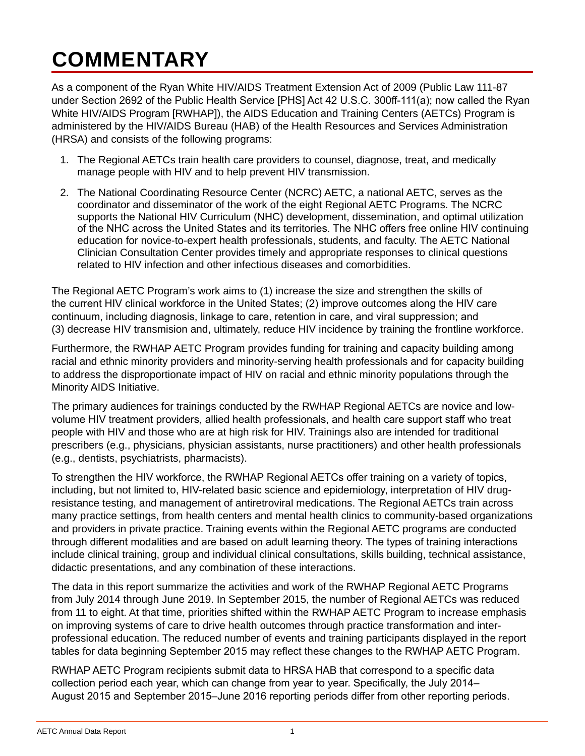# COMMENTARY

As a component of the Ryan White HIV/AIDS Treatment Extension Act of 2009 (Public Law 111-87 under Section 2692 of the Public Health Service [PHS] Act 42 U.S.C. 300ff-111(a); now called the Ryan White HIV/AIDS Program [RWHAP]), the AIDS Education and Training Centers (AETCs) Program is administered by the HIV/AIDS Bureau (HAB) of the Health Resources and Services Administration (HRSA) and consists of the following programs:

1. The Regional AETCs train health care providers to counsel, diagnose, treat, and medically manage people with HIV and to help prevent HIV transmission.
2. The National Coordinating Resource Center (NCRC) AETC, a national AETC, serves as the coordinator and disseminator of the work of the eight Regional AETC Programs. The NCRC supports the National HIV Curriculum (NHC) development, dissemination, and optimal utilization of the NHC across the United States and its territories. The NHC offers free online HIV continuing education for novice-to-expert health professionals, students, and faculty. The AETC National Clinician Consultation Center provides timely and appropriate responses to clinical questions related to HIV infection and other infectious diseases and comorbidities.

The Regional AETC Program's work aims to (1) increase the size and strengthen the skills of the current HIV clinical workforce in the United States; (2) improve outcomes along the HIV care continuum, including diagnosis, linkage to care, retention in care, and viral suppression; and (3) decrease HIV transmision and, ultimately, reduce HIV incidence by training the frontline workforce.

Furthermore, the RWHAP AETC Program provides funding for training and capacity building among racial and ethnic minority providers and minority-serving health professionals and for capacity building to address the disproportionate impact of HIV on racial and ethnic minority populations through the Minority AIDS Initiative.

The primary audiences for trainings conducted by the RWHAP Regional AETCs are novice and low-volume HIV treatment providers, allied health professionals, and health care support staff who treat people with HIV and those who are at high risk for HIV. Trainings also are intended for traditional prescribers (e.g., physicians, physician assistants, nurse practitioners) and other health professionals (e.g., dentists, psychiatrists, pharmacists).

To strengthen the HIV workforce, the RWHAP Regional AETCs offer training on a variety of topics, including, but not limited to, HIV-related basic science and epidemiology, interpretation of HIV drug-resistance testing, and management of antiretroviral medications. The Regional AETCs train across many practice settings, from health centers and mental health clinics to community-based organizations and providers in private practice. Training events within the Regional AETC programs are conducted through different modalities and are based on adult learning theory. The types of training interactions include clinical training, group and individual clinical consultations, skills building, technical assistance, didactic presentations, and any combination of these interactions.

The data in this report summarize the activities and work of the RWHAP Regional AETC Programs from July 2014 through June 2019. In September 2015, the number of Regional AETCs was reduced from 11 to eight. At that time, priorities shifted within the RWHAP AETC Program to increase emphasis on improving systems of care to drive health outcomes through practice transformation and inter-professional education. The reduced number of events and training participants displayed in the report tables for data beginning September 2015 may reflect these changes to the RWHAP AETC Program.

RWHAP AETC Program recipients submit data to HRSA HAB that correspond to a specific data collection period each year, which can change from year to year. Specifically, the July 2014–August 2015 and September 2015–June 2016 reporting periods differ from other reporting periods.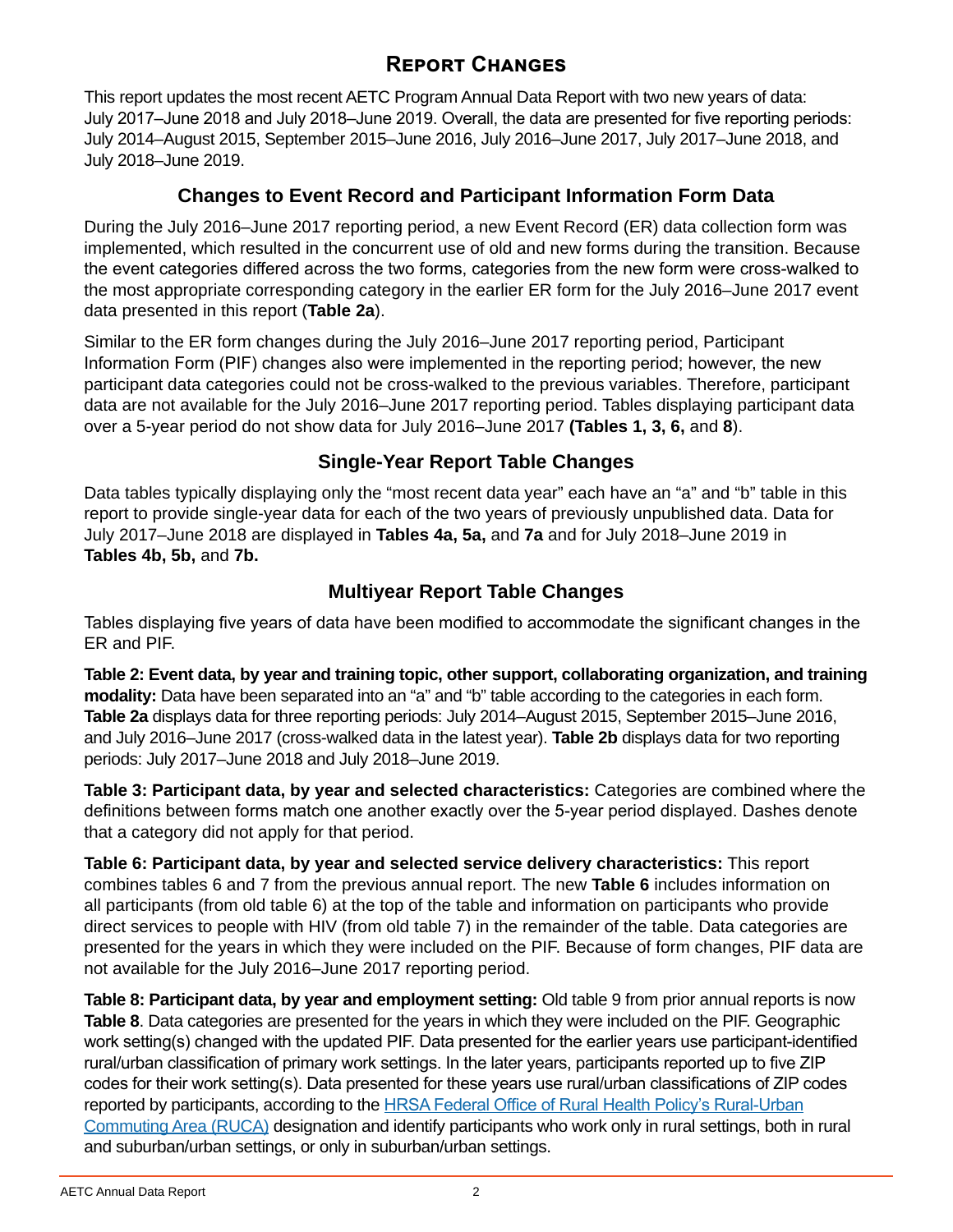# Report Changes

This report updates the most recent AETC Program Annual Data Report with two new years of data: July 2017–June 2018 and July 2018–June 2019. Overall, the data are presented for five reporting periods: July 2014–August 2015, September 2015–June 2016, July 2016–June 2017, July 2017–June 2018, and July 2018–June 2019.

## Changes to Event Record and Participant Information Form Data

During the July 2016–June 2017 reporting period, a new Event Record (ER) data collection form was implemented, which resulted in the concurrent use of old and new forms during the transition. Because the event categories differed across the two forms, categories from the new form were cross-walked to the most appropriate corresponding category in the earlier ER form for the July 2016–June 2017 event data presented in this report (**Table 2a**).

Similar to the ER form changes during the July 2016–June 2017 reporting period, Participant Information Form (PIF) changes also were implemented in the reporting period; however, the new participant data categories could not be cross-walked to the previous variables. Therefore, participant data are not available for the July 2016–June 2017 reporting period. Tables displaying participant data over a 5-year period do not show data for July 2016–June 2017 **(Tables 1, 3, 6,** and **8**).

## Single-Year Report Table Changes

Data tables typically displaying only the "most recent data year" each have an "a" and "b" table in this report to provide single-year data for each of the two years of previously unpublished data. Data for July 2017–June 2018 are displayed in **Tables 4a, 5a,** and **7a** and for July 2018–June 2019 in **Tables 4b, 5b,** and **7b.**

## Multiyear Report Table Changes

Tables displaying five years of data have been modified to accommodate the significant changes in the ER and PIF.

**Table 2: Event data, by year and training topic, other support, collaborating organization, and training modality:** Data have been separated into an "a" and "b" table according to the categories in each form. **Table 2a** displays data for three reporting periods: July 2014–August 2015, September 2015–June 2016, and July 2016–June 2017 (cross-walked data in the latest year). **Table 2b** displays data for two reporting periods: July 2017–June 2018 and July 2018–June 2019.

**Table 3: Participant data, by year and selected characteristics:** Categories are combined where the definitions between forms match one another exactly over the 5-year period displayed. Dashes denote that a category did not apply for that period.

**Table 6: Participant data, by year and selected service delivery characteristics:** This report combines tables 6 and 7 from the previous annual report. The new **Table 6** includes information on all participants (from old table 6) at the top of the table and information on participants who provide direct services to people with HIV (from old table 7) in the remainder of the table. Data categories are presented for the years in which they were included on the PIF. Because of form changes, PIF data are not available for the July 2016–June 2017 reporting period.

**Table 8: Participant data, by year and employment setting:** Old table 9 from prior annual reports is now **Table 8**. Data categories are presented for the years in which they were included on the PIF. Geographic work setting(s) changed with the updated PIF. Data presented for the earlier years use participant-identified rural/urban classification of primary work settings. In the later years, participants reported up to five ZIP codes for their work setting(s). Data presented for these years use rural/urban classifications of ZIP codes reported by participants, according to the HRSA Federal Office of Rural Health Policy's Rural-Urban Commuting Area (RUCA) designation and identify participants who work only in rural settings, both in rural and suburban/urban settings, or only in suburban/urban settings.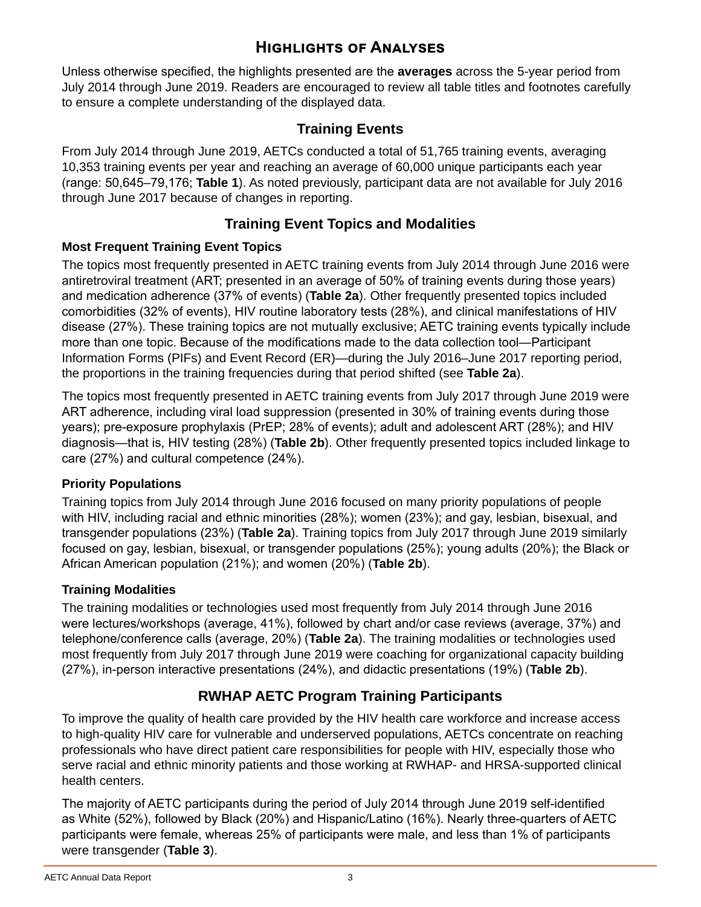# Highlights of Analyses

Unless otherwise specified, the highlights presented are the **averages** across the 5-year period from July 2014 through June 2019. Readers are encouraged to review all table titles and footnotes carefully to ensure a complete understanding of the displayed data.

## Training Events

From July 2014 through June 2019, AETCs conducted a total of 51,765 training events, averaging 10,353 training events per year and reaching an average of 60,000 unique participants each year (range: 50,645–79,176; **Table 1**). As noted previously, participant data are not available for July 2016 through June 2017 because of changes in reporting.

## Training Event Topics and Modalities

### Most Frequent Training Event Topics

The topics most frequently presented in AETC training events from July 2014 through June 2016 were antiretroviral treatment (ART; presented in an average of 50% of training events during those years) and medication adherence (37% of events) (**Table 2a**). Other frequently presented topics included comorbidities (32% of events), HIV routine laboratory tests (28%), and clinical manifestations of HIV disease (27%). These training topics are not mutually exclusive; AETC training events typically include more than one topic. Because of the modifications made to the data collection tool—Participant Information Forms (PIFs) and Event Record (ER)—during the July 2016–June 2017 reporting period, the proportions in the training frequencies during that period shifted (see **Table 2a**).

The topics most frequently presented in AETC training events from July 2017 through June 2019 were ART adherence, including viral load suppression (presented in 30% of training events during those years); pre-exposure prophylaxis (PrEP; 28% of events); adult and adolescent ART (28%); and HIV diagnosis—that is, HIV testing (28%) (**Table 2b**). Other frequently presented topics included linkage to care (27%) and cultural competence (24%).

### Priority Populations

Training topics from July 2014 through June 2016 focused on many priority populations of people with HIV, including racial and ethnic minorities (28%); women (23%); and gay, lesbian, bisexual, and transgender populations (23%) (**Table 2a**). Training topics from July 2017 through June 2019 similarly focused on gay, lesbian, bisexual, or transgender populations (25%); young adults (20%); the Black or African American population (21%); and women (20%) (**Table 2b**).

### Training Modalities

The training modalities or technologies used most frequently from July 2014 through June 2016 were lectures/workshops (average, 41%), followed by chart and/or case reviews (average, 37%) and telephone/conference calls (average, 20%) (**Table 2a**). The training modalities or technologies used most frequently from July 2017 through June 2019 were coaching for organizational capacity building (27%), in-person interactive presentations (24%), and didactic presentations (19%) (**Table 2b**).

## RWHAP AETC Program Training Participants

To improve the quality of health care provided by the HIV health care workforce and increase access to high-quality HIV care for vulnerable and underserved populations, AETCs concentrate on reaching professionals who have direct patient care responsibilities for people with HIV, especially those who serve racial and ethnic minority patients and those working at RWHAP- and HRSA-supported clinical health centers.

The majority of AETC participants during the period of July 2014 through June 2019 self-identified as White (52%), followed by Black (20%) and Hispanic/Latino (16%). Nearly three-quarters of AETC participants were female, whereas 25% of participants were male, and less than 1% of participants were transgender (**Table 3**).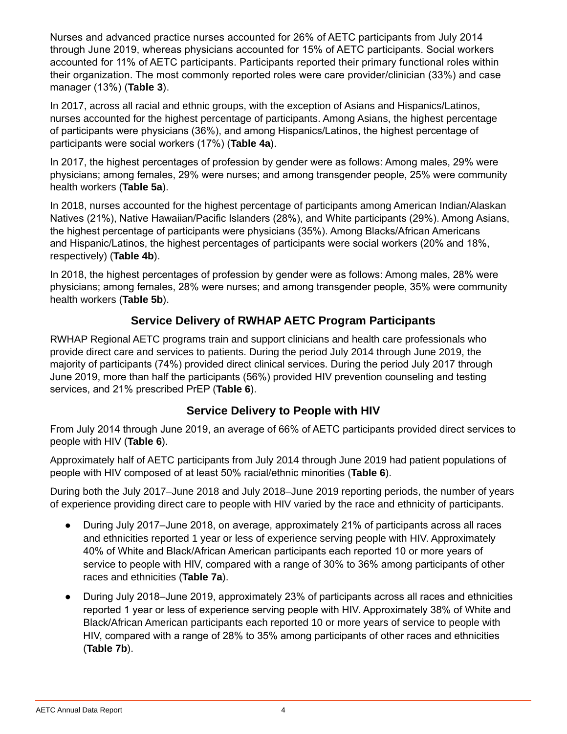Nurses and advanced practice nurses accounted for 26% of AETC participants from July 2014 through June 2019, whereas physicians accounted for 15% of AETC participants. Social workers accounted for 11% of AETC participants. Participants reported their primary functional roles within their organization. The most commonly reported roles were care provider/clinician (33%) and case manager (13%) (**Table 3**).

In 2017, across all racial and ethnic groups, with the exception of Asians and Hispanics/Latinos, nurses accounted for the highest percentage of participants. Among Asians, the highest percentage of participants were physicians (36%), and among Hispanics/Latinos, the highest percentage of participants were social workers (17%) (**Table 4a**).

In 2017, the highest percentages of profession by gender were as follows: Among males, 29% were physicians; among females, 29% were nurses; and among transgender people, 25% were community health workers (**Table 5a**).

In 2018, nurses accounted for the highest percentage of participants among American Indian/Alaskan Natives (21%), Native Hawaiian/Pacific Islanders (28%), and White participants (29%). Among Asians, the highest percentage of participants were physicians (35%). Among Blacks/African Americans and Hispanic/Latinos, the highest percentages of participants were social workers (20% and 18%, respectively) (**Table 4b**).

In 2018, the highest percentages of profession by gender were as follows: Among males, 28% were physicians; among females, 28% were nurses; and among transgender people, 35% were community health workers (**Table 5b**).

## Service Delivery of RWHAP AETC Program Participants

RWHAP Regional AETC programs train and support clinicians and health care professionals who provide direct care and services to patients. During the period July 2014 through June 2019, the majority of participants (74%) provided direct clinical services. During the period July 2017 through June 2019, more than half the participants (56%) provided HIV prevention counseling and testing services, and 21% prescribed PrEP (**Table 6**).

## Service Delivery to People with HIV

From July 2014 through June 2019, an average of 66% of AETC participants provided direct services to people with HIV (**Table 6**).

Approximately half of AETC participants from July 2014 through June 2019 had patient populations of people with HIV composed of at least 50% racial/ethnic minorities (**Table 6**).

During both the July 2017–June 2018 and July 2018–June 2019 reporting periods, the number of years of experience providing direct care to people with HIV varied by the race and ethnicity of participants.

- During July 2017–June 2018, on average, approximately 21% of participants across all races and ethnicities reported 1 year or less of experience serving people with HIV. Approximately 40% of White and Black/African American participants each reported 10 or more years of service to people with HIV, compared with a range of 30% to 36% among participants of other races and ethnicities (**Table 7a**).
- During July 2018–June 2019, approximately 23% of participants across all races and ethnicities reported 1 year or less of experience serving people with HIV. Approximately 38% of White and Black/African American participants each reported 10 or more years of service to people with HIV, compared with a range of 28% to 35% among participants of other races and ethnicities (**Table 7b**).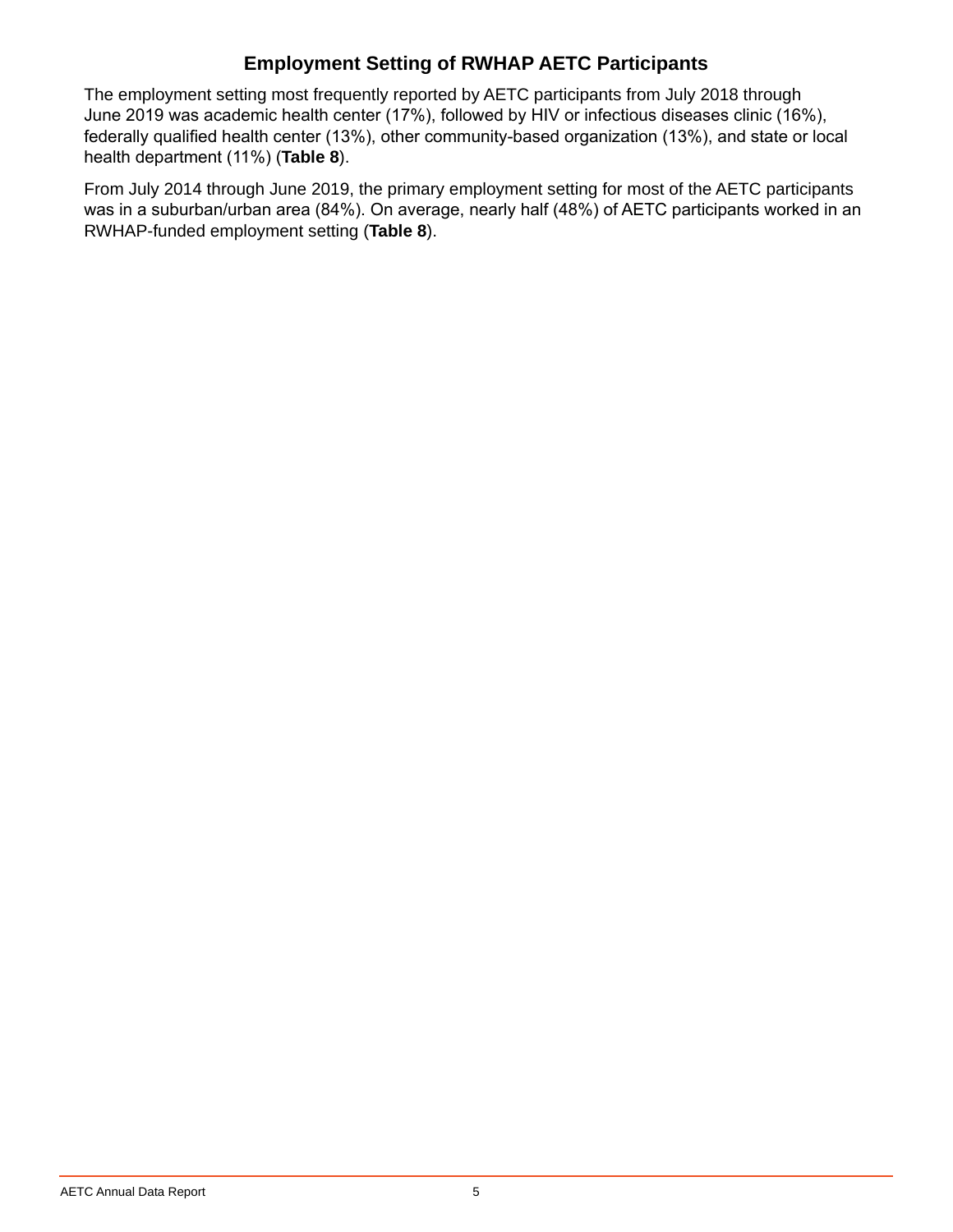## Employment Setting of RWHAP AETC Participants

The employment setting most frequently reported by AETC participants from July 2018 through June 2019 was academic health center (17%), followed by HIV or infectious diseases clinic (16%), federally qualified health center (13%), other community-based organization (13%), and state or local health department (11%) (**Table 8**).

From July 2014 through June 2019, the primary employment setting for most of the AETC participants was in a suburban/urban area (84%). On average, nearly half (48%) of AETC participants worked in an RWHAP-funded employment setting (**Table 8**).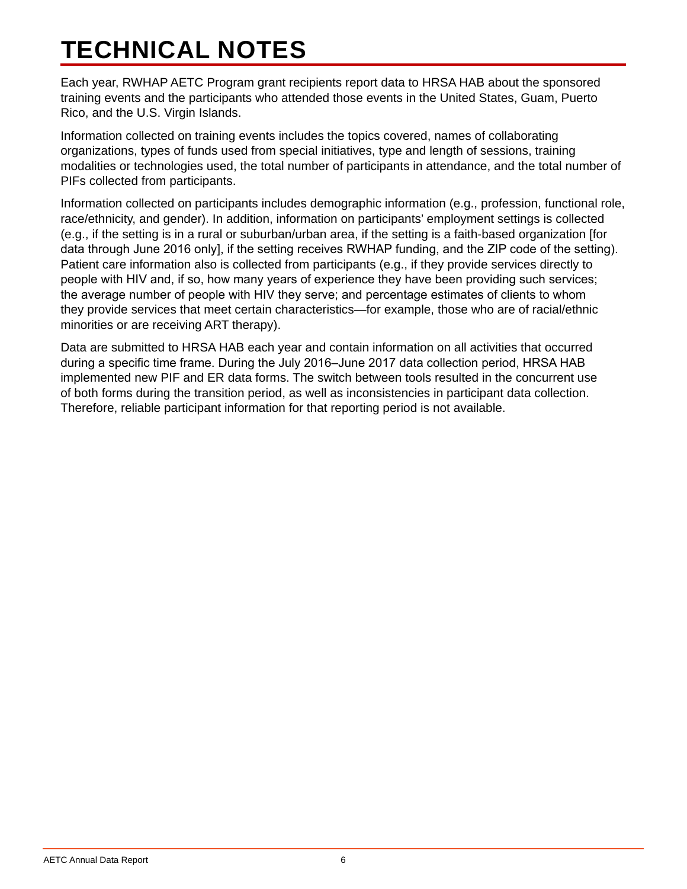# TECHNICAL NOTES

Each year, RWHAP AETC Program grant recipients report data to HRSA HAB about the sponsored training events and the participants who attended those events in the United States, Guam, Puerto Rico, and the U.S. Virgin Islands.

Information collected on training events includes the topics covered, names of collaborating organizations, types of funds used from special initiatives, type and length of sessions, training modalities or technologies used, the total number of participants in attendance, and the total number of PIFs collected from participants.

Information collected on participants includes demographic information (e.g., profession, functional role, race/ethnicity, and gender). In addition, information on participants' employment settings is collected (e.g., if the setting is in a rural or suburban/urban area, if the setting is a faith-based organization [for data through June 2016 only], if the setting receives RWHAP funding, and the ZIP code of the setting). Patient care information also is collected from participants (e.g., if they provide services directly to people with HIV and, if so, how many years of experience they have been providing such services; the average number of people with HIV they serve; and percentage estimates of clients to whom they provide services that meet certain characteristics—for example, those who are of racial/ethnic minorities or are receiving ART therapy).

Data are submitted to HRSA HAB each year and contain information on all activities that occurred during a specific time frame. During the July 2016–June 2017 data collection period, HRSA HAB implemented new PIF and ER data forms. The switch between tools resulted in the concurrent use of both forms during the transition period, as well as inconsistencies in participant data collection. Therefore, reliable participant information for that reporting period is not available.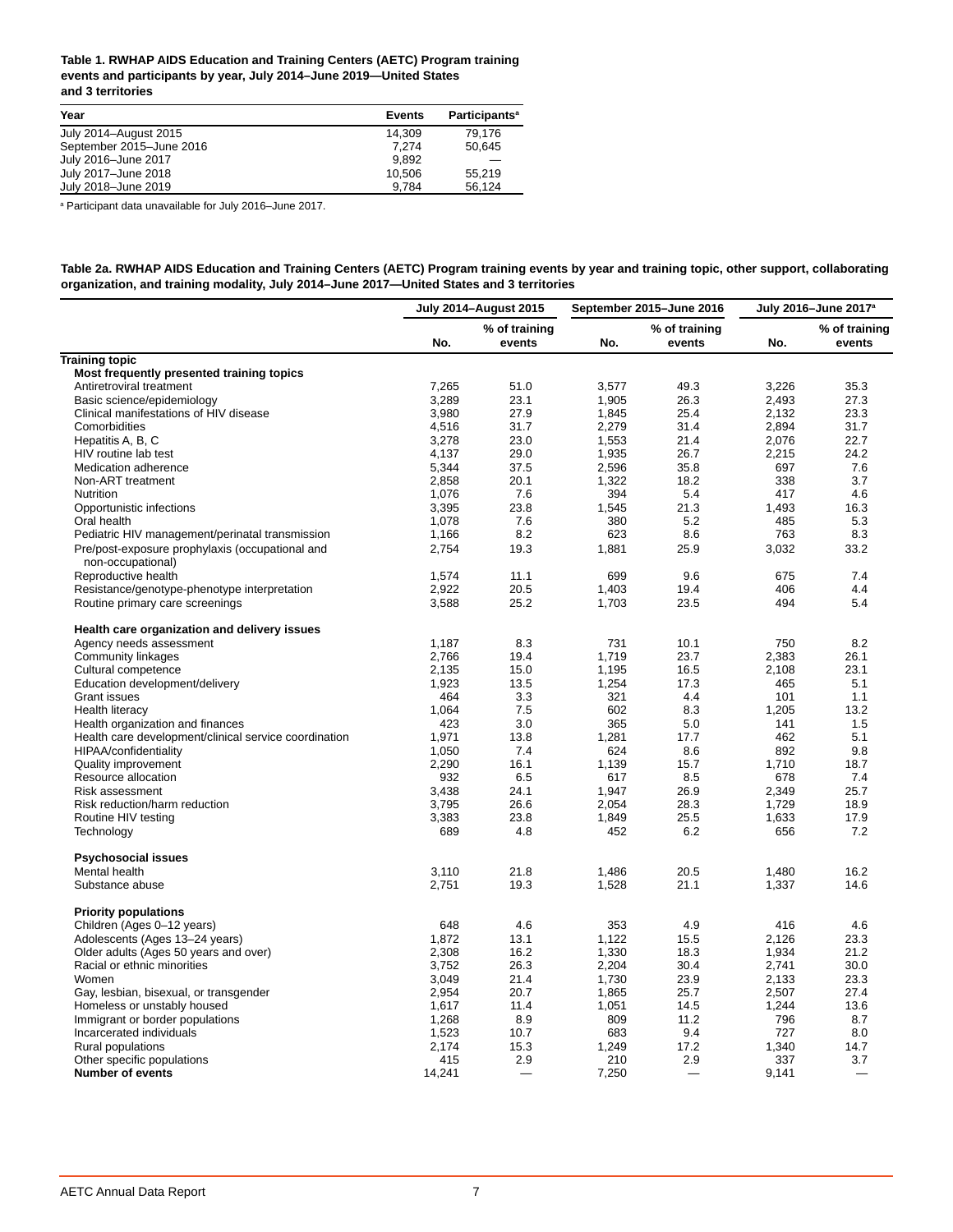**Table 1. RWHAP AIDS Education and Training Centers (AETC) Program training events and participants by year, July 2014–June 2019—United States and 3 territories**

| Year | Events | Participants[a] |
|---|---|---|
| July 2014–August 2015 | 14,309 | 79,176 |
| September 2015–June 2016 | 7,274 | 50,645 |
| July 2016–June 2017 | 9,892 | — |
| July 2017–June 2018 | 10,506 | 55,219 |
| July 2018–June 2019 | 9,784 | 56,124 |

[a] Participant data unavailable for July 2016–June 2017.

**Table 2a. RWHAP AIDS Education and Training Centers (AETC) Program training events by year and training topic, other support, collaborating organization, and training modality, July 2014–June 2017—United States and 3 territories**

| | July 2014–August 2015 | | September 2015–June 2016 | | July 2016–June 2017[a] | |
|---|---|---|---|---|---|---|
| | No. | % of training events | No. | % of training events | No. | % of training events |
| **Training topic** | | | | | | |
| **Most frequently presented training topics** | | | | | | |
| Antiretroviral treatment | 7,265 | 51.0 | 3,577 | 49.3 | 3,226 | 35.3 |
| Basic science/epidemiology | 3,289 | 23.1 | 1,905 | 26.3 | 2,493 | 27.3 |
| Clinical manifestations of HIV disease | 3,980 | 27.9 | 1,845 | 25.4 | 2,132 | 23.3 |
| Comorbidities | 4,516 | 31.7 | 2,279 | 31.4 | 2,894 | 31.7 |
| Hepatitis A, B, C | 3,278 | 23.0 | 1,553 | 21.4 | 2,076 | 22.7 |
| HIV routine lab test | 4,137 | 29.0 | 1,935 | 26.7 | 2,215 | 24.2 |
| Medication adherence | 5,344 | 37.5 | 2,596 | 35.8 | 697 | 7.6 |
| Non-ART treatment | 2,858 | 20.1 | 1,322 | 18.2 | 338 | 3.7 |
| Nutrition | 1,076 | 7.6 | 394 | 5.4 | 417 | 4.6 |
| Opportunistic infections | 3,395 | 23.8 | 1,545 | 21.3 | 1,493 | 16.3 |
| Oral health | 1,078 | 7.6 | 380 | 5.2 | 485 | 5.3 |
| Pediatric HIV management/perinatal transmission | 1,166 | 8.2 | 623 | 8.6 | 763 | 8.3 |
| Pre/post-exposure prophylaxis (occupational and non-occupational) | 2,754 | 19.3 | 1,881 | 25.9 | 3,032 | 33.2 |
| Reproductive health | 1,574 | 11.1 | 699 | 9.6 | 675 | 7.4 |
| Resistance/genotype-phenotype interpretation | 2,922 | 20.5 | 1,403 | 19.4 | 406 | 4.4 |
| Routine primary care screenings | 3,588 | 25.2 | 1,703 | 23.5 | 494 | 5.4 |
| **Health care organization and delivery issues** | | | | | | |
| Agency needs assessment | 1,187 | 8.3 | 731 | 10.1 | 750 | 8.2 |
| Community linkages | 2,766 | 19.4 | 1,719 | 23.7 | 2,383 | 26.1 |
| Cultural competence | 2,135 | 15.0 | 1,195 | 16.5 | 2,108 | 23.1 |
| Education development/delivery | 1,923 | 13.5 | 1,254 | 17.3 | 465 | 5.1 |
| Grant issues | 464 | 3.3 | 321 | 4.4 | 101 | 1.1 |
| Health literacy | 1,064 | 7.5 | 602 | 8.3 | 1,205 | 13.2 |
| Health organization and finances | 423 | 3.0 | 365 | 5.0 | 141 | 1.5 |
| Health care development/clinical service coordination | 1,971 | 13.8 | 1,281 | 17.7 | 462 | 5.1 |
| HIPAA/confidentiality | 1,050 | 7.4 | 624 | 8.6 | 892 | 9.8 |
| Quality improvement | 2,290 | 16.1 | 1,139 | 15.7 | 1,710 | 18.7 |
| Resource allocation | 932 | 6.5 | 617 | 8.5 | 678 | 7.4 |
| Risk assessment | 3,438 | 24.1 | 1,947 | 26.9 | 2,349 | 25.7 |
| Risk reduction/harm reduction | 3,795 | 26.6 | 2,054 | 28.3 | 1,729 | 18.9 |
| Routine HIV testing | 3,383 | 23.8 | 1,849 | 25.5 | 1,633 | 17.9 |
| Technology | 689 | 4.8 | 452 | 6.2 | 656 | 7.2 |
| **Psychosocial issues** | | | | | | |
| Mental health | 3,110 | 21.8 | 1,486 | 20.5 | 1,480 | 16.2 |
| Substance abuse | 2,751 | 19.3 | 1,528 | 21.1 | 1,337 | 14.6 |
| **Priority populations** | | | | | | |
| Children (Ages 0–12 years) | 648 | 4.6 | 353 | 4.9 | 416 | 4.6 |
| Adolescents (Ages 13–24 years) | 1,872 | 13.1 | 1,122 | 15.5 | 2,126 | 23.3 |
| Older adults (Ages 50 years and over) | 2,308 | 16.2 | 1,330 | 18.3 | 1,934 | 21.2 |
| Racial or ethnic minorities | 3,752 | 26.3 | 2,204 | 30.4 | 2,741 | 30.0 |
| Women | 3,049 | 21.4 | 1,730 | 23.9 | 2,133 | 23.3 |
| Gay, lesbian, bisexual, or transgender | 2,954 | 20.7 | 1,865 | 25.7 | 2,507 | 27.4 |
| Homeless or unstably housed | 1,617 | 11.4 | 1,051 | 14.5 | 1,244 | 13.6 |
| Immigrant or border populations | 1,268 | 8.9 | 809 | 11.2 | 796 | 8.7 |
| Incarcerated individuals | 1,523 | 10.7 | 683 | 9.4 | 727 | 8.0 |
| Rural populations | 2,174 | 15.3 | 1,249 | 17.2 | 1,340 | 14.7 |
| Other specific populations | 415 | 2.9 | 210 | 2.9 | 337 | 3.7 |
| **Number of events** | 14,241 | — | 7,250 | — | 9,141 | — |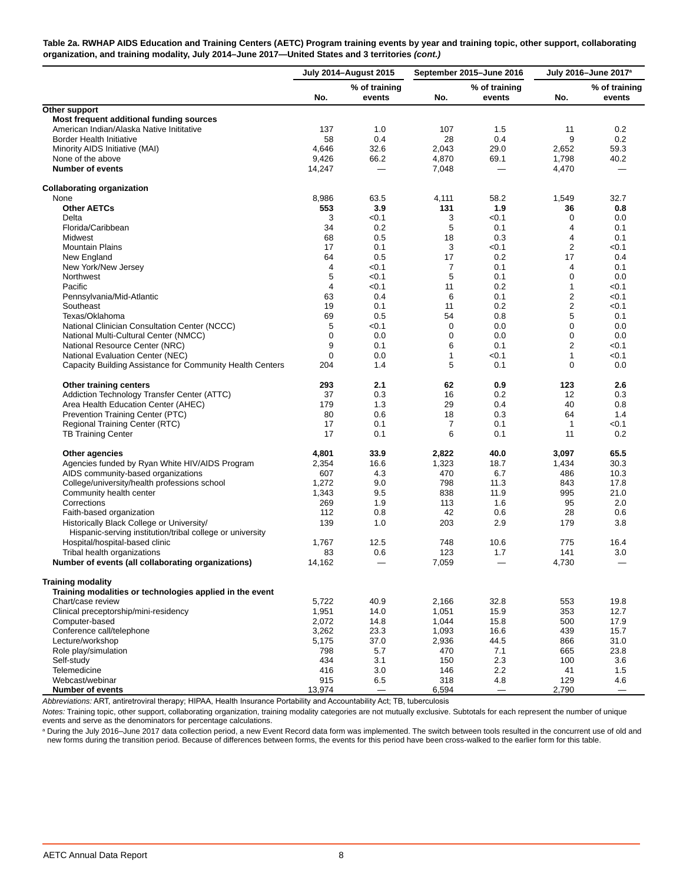**Table 2a. RWHAP AIDS Education and Training Centers (AETC) Program training events by year and training topic, other support, collaborating organization, and training modality, July 2014–June 2017—United States and 3 territories *(cont.)***

| | July 2014–August 2015 | | September 2015–June 2016 | | July 2016–June 2017[a] | |
|---|---|---|---|---|---|---|
| | No. | % of training events | No. | % of training events | No. | % of training events |
| **Other support** | | | | | | |
| **Most frequent additional funding sources** | | | | | | |
| American Indian/Alaska Native Inititative | 137 | 1.0 | 107 | 1.5 | 11 | 0.2 |
| Border Health Initiative | 58 | 0.4 | 28 | 0.4 | 9 | 0.2 |
| Minority AIDS Initiative (MAI) | 4,646 | 32.6 | 2,043 | 29.0 | 2,652 | 59.3 |
| None of the above | 9,426 | 66.2 | 4,870 | 69.1 | 1,798 | 40.2 |
| **Number of events** | 14,247 | — | 7,048 | — | 4,470 | — |
| **Collaborating organization** | | | | | | |
| None | 8,986 | 63.5 | 4,111 | 58.2 | 1,549 | 32.7 |
| **Other AETCs** | **553** | **3.9** | **131** | **1.9** | **36** | **0.8** |
| Delta | 3 | <0.1 | 3 | <0.1 | 0 | 0.0 |
| Florida/Caribbean | 34 | 0.2 | 5 | 0.1 | 4 | 0.1 |
| Midwest | 68 | 0.5 | 18 | 0.3 | 4 | 0.1 |
| Mountain Plains | 17 | 0.1 | 3 | <0.1 | 2 | <0.1 |
| New England | 64 | 0.5 | 17 | 0.2 | 17 | 0.4 |
| New York/New Jersey | 4 | <0.1 | 7 | 0.1 | 4 | 0.1 |
| Northwest | 5 | <0.1 | 5 | 0.1 | 0 | 0.0 |
| Pacific | 4 | <0.1 | 11 | 0.2 | 1 | <0.1 |
| Pennsylvania/Mid-Atlantic | 63 | 0.4 | 6 | 0.1 | 2 | <0.1 |
| Southeast | 19 | 0.1 | 11 | 0.2 | 2 | <0.1 |
| Texas/Oklahoma | 69 | 0.5 | 54 | 0.8 | 5 | 0.1 |
| National Clinician Consultation Center (NCCC) | 5 | <0.1 | 0 | 0.0 | 0 | 0.0 |
| National Multi-Cultural Center (NMCC) | 0 | 0.0 | 0 | 0.0 | 0 | 0.0 |
| National Resource Center (NRC) | 9 | 0.1 | 6 | 0.1 | 2 | <0.1 |
| National Evaluation Center (NEC) | 0 | 0.0 | 1 | <0.1 | 1 | <0.1 |
| Capacity Building Assistance for Community Health Centers | 204 | 1.4 | 5 | 0.1 | 0 | 0.0 |
| **Other training centers** | **293** | **2.1** | **62** | **0.9** | **123** | **2.6** |
| Addiction Technology Transfer Center (ATTC) | 37 | 0.3 | 16 | 0.2 | 12 | 0.3 |
| Area Health Education Center (AHEC) | 179 | 1.3 | 29 | 0.4 | 40 | 0.8 |
| Prevention Training Center (PTC) | 80 | 0.6 | 18 | 0.3 | 64 | 1.4 |
| Regional Training Center (RTC) | 17 | 0.1 | 7 | 0.1 | 1 | <0.1 |
| TB Training Center | 17 | 0.1 | 6 | 0.1 | 11 | 0.2 |
| **Other agencies** | **4,801** | **33.9** | **2,822** | **40.0** | **3,097** | **65.5** |
| Agencies funded by Ryan White HIV/AIDS Program | 2,354 | 16.6 | 1,323 | 18.7 | 1,434 | 30.3 |
| AIDS community-based organizations | 607 | 4.3 | 470 | 6.7 | 486 | 10.3 |
| College/university/health professions school | 1,272 | 9.0 | 798 | 11.3 | 843 | 17.8 |
| Community health center | 1,343 | 9.5 | 838 | 11.9 | 995 | 21.0 |
| Corrections | 269 | 1.9 | 113 | 1.6 | 95 | 2.0 |
| Faith-based organization | 112 | 0.8 | 42 | 0.6 | 28 | 0.6 |
| Historically Black College or University/ Hispanic-serving institution/tribal college or university | 139 | 1.0 | 203 | 2.9 | 179 | 3.8 |
| Hospital/hospital-based clinic | 1,767 | 12.5 | 748 | 10.6 | 775 | 16.4 |
| Tribal health organizations | 83 | 0.6 | 123 | 1.7 | 141 | 3.0 |
| **Number of events (all collaborating organizations)** | 14,162 | — | 7,059 | — | 4,730 | — |
| **Training modality** | | | | | | |
| **Training modalities or technologies applied in the event** | | | | | | |
| Chart/case review | 5,722 | 40.9 | 2,166 | 32.8 | 553 | 19.8 |
| Clinical preceptorship/mini-residency | 1,951 | 14.0 | 1,051 | 15.9 | 353 | 12.7 |
| Computer-based | 2,072 | 14.8 | 1,044 | 15.8 | 500 | 17.9 |
| Conference call/telephone | 3,262 | 23.3 | 1,093 | 16.6 | 439 | 15.7 |
| Lecture/workshop | 5,175 | 37.0 | 2,936 | 44.5 | 866 | 31.0 |
| Role play/simulation | 798 | 5.7 | 470 | 7.1 | 665 | 23.8 |
| Self-study | 434 | 3.1 | 150 | 2.3 | 100 | 3.6 |
| Telemedicine | 416 | 3.0 | 146 | 2.2 | 41 | 1.5 |
| Webcast/webinar | 915 | 6.5 | 318 | 4.8 | 129 | 4.6 |
| **Number of events** | 13,974 | — | 6,594 | — | 2,790 | — |

*Abbreviations:* ART, antiretroviral therapy; HIPAA, Health Insurance Portability and Accountability Act; TB, tuberculosis

*Notes:* Training topic, other support, collaborating organization, training modality categories are not mutually exclusive. Subtotals for each represent the number of unique events and serve as the denominators for percentage calculations.

[a] During the July 2016–June 2017 data collection period, a new Event Record data form was implemented. The switch between tools resulted in the concurrent use of old and new forms during the transition period. Because of differences between forms, the events for this period have been cross-walked to the earlier form for this table.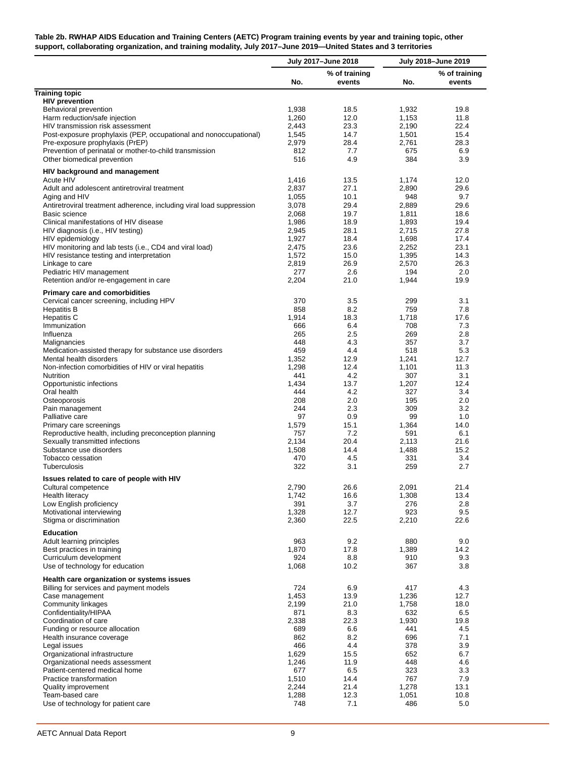**Table 2b. RWHAP AIDS Education and Training Centers (AETC) Program training events by year and training topic, other support, collaborating organization, and training modality, July 2017–June 2019—United States and 3 territories**

| | July 2017–June 2018 | | July 2018–June 2019 | |
|---|---|---|---|---|
| | No. | % of training events | No. | % of training events |
| **Training topic** | | | | |
| **HIV prevention** | | | | |
| Behavioral prevention | 1,938 | 18.5 | 1,932 | 19.8 |
| Harm reduction/safe injection | 1,260 | 12.0 | 1,153 | 11.8 |
| HIV transmission risk assessment | 2,443 | 23.3 | 2,190 | 22.4 |
| Post-exposure prophylaxis (PEP, occupational and nonoccupational) | 1,545 | 14.7 | 1,501 | 15.4 |
| Pre-exposure prophylaxis (PrEP) | 2,979 | 28.4 | 2,761 | 28.3 |
| Prevention of perinatal or mother-to-child transmission | 812 | 7.7 | 675 | 6.9 |
| Other biomedical prevention | 516 | 4.9 | 384 | 3.9 |
| **HIV background and management** | | | | |
| Acute HIV | 1,416 | 13.5 | 1,174 | 12.0 |
| Adult and adolescent antiretroviral treatment | 2,837 | 27.1 | 2,890 | 29.6 |
| Aging and HIV | 1,055 | 10.1 | 948 | 9.7 |
| Antiretroviral treatment adherence, including viral load suppression | 3,078 | 29.4 | 2,889 | 29.6 |
| Basic science | 2,068 | 19.7 | 1,811 | 18.6 |
| Clinical manifestations of HIV disease | 1,986 | 18.9 | 1,893 | 19.4 |
| HIV diagnosis (i.e., HIV testing) | 2,945 | 28.1 | 2,715 | 27.8 |
| HIV epidemiology | 1,927 | 18.4 | 1,698 | 17.4 |
| HIV monitoring and lab tests (i.e., CD4 and viral load) | 2,475 | 23.6 | 2,252 | 23.1 |
| HIV resistance testing and interpretation | 1,572 | 15.0 | 1,395 | 14.3 |
| Linkage to care | 2,819 | 26.9 | 2,570 | 26.3 |
| Pediatric HIV management | 277 | 2.6 | 194 | 2.0 |
| Retention and/or re-engagement in care | 2,204 | 21.0 | 1,944 | 19.9 |
| **Primary care and comorbidities** | | | | |
| Cervical cancer screening, including HPV | 370 | 3.5 | 299 | 3.1 |
| Hepatitis B | 858 | 8.2 | 759 | 7.8 |
| Hepatitis C | 1,914 | 18.3 | 1,718 | 17.6 |
| Immunization | 666 | 6.4 | 708 | 7.3 |
| Influenza | 265 | 2.5 | 269 | 2.8 |
| Malignancies | 448 | 4.3 | 357 | 3.7 |
| Medication-assisted therapy for substance use disorders | 459 | 4.4 | 518 | 5.3 |
| Mental health disorders | 1,352 | 12.9 | 1,241 | 12.7 |
| Non-infection comorbidities of HIV or viral hepatitis | 1,298 | 12.4 | 1,101 | 11.3 |
| Nutrition | 441 | 4.2 | 307 | 3.1 |
| Opportunistic infections | 1,434 | 13.7 | 1,207 | 12.4 |
| Oral health | 444 | 4.2 | 327 | 3.4 |
| Osteoporosis | 208 | 2.0 | 195 | 2.0 |
| Pain management | 244 | 2.3 | 309 | 3.2 |
| Palliative care | 97 | 0.9 | 99 | 1.0 |
| Primary care screenings | 1,579 | 15.1 | 1,364 | 14.0 |
| Reproductive health, including preconception planning | 757 | 7.2 | 591 | 6.1 |
| Sexually transmitted infections | 2,134 | 20.4 | 2,113 | 21.6 |
| Substance use disorders | 1,508 | 14.4 | 1,488 | 15.2 |
| Tobacco cessation | 470 | 4.5 | 331 | 3.4 |
| Tuberculosis | 322 | 3.1 | 259 | 2.7 |
| **Issues related to care of people with HIV** | | | | |
| Cultural competence | 2,790 | 26.6 | 2,091 | 21.4 |
| Health literacy | 1,742 | 16.6 | 1,308 | 13.4 |
| Low English proficiency | 391 | 3.7 | 276 | 2.8 |
| Motivational interviewing | 1,328 | 12.7 | 923 | 9.5 |
| Stigma or discrimination | 2,360 | 22.5 | 2,210 | 22.6 |
| **Education** | | | | |
| Adult learning principles | 963 | 9.2 | 880 | 9.0 |
| Best practices in training | 1,870 | 17.8 | 1,389 | 14.2 |
| Curriculum development | 924 | 8.8 | 910 | 9.3 |
| Use of technology for education | 1,068 | 10.2 | 367 | 3.8 |
| **Health care organization or systems issues** | | | | |
| Billing for services and payment models | 724 | 6.9 | 417 | 4.3 |
| Case management | 1,453 | 13.9 | 1,236 | 12.7 |
| Community linkages | 2,199 | 21.0 | 1,758 | 18.0 |
| Confidentiality/HIPAA | 871 | 8.3 | 632 | 6.5 |
| Coordination of care | 2,338 | 22.3 | 1,930 | 19.8 |
| Funding or resource allocation | 689 | 6.6 | 441 | 4.5 |
| Health insurance coverage | 862 | 8.2 | 696 | 7.1 |
| Legal issues | 466 | 4.4 | 378 | 3.9 |
| Organizational infrastructure | 1,629 | 15.5 | 652 | 6.7 |
| Organizational needs assessment | 1,246 | 11.9 | 448 | 4.6 |
| Patient-centered medical home | 677 | 6.5 | 323 | 3.3 |
| Practice transformation | 1,510 | 14.4 | 767 | 7.9 |
| Quality improvement | 2,244 | 21.4 | 1,278 | 13.1 |
| Team-based care | 1,288 | 12.3 | 1,051 | 10.8 |
| Use of technology for patient care | 748 | 7.1 | 486 | 5.0 |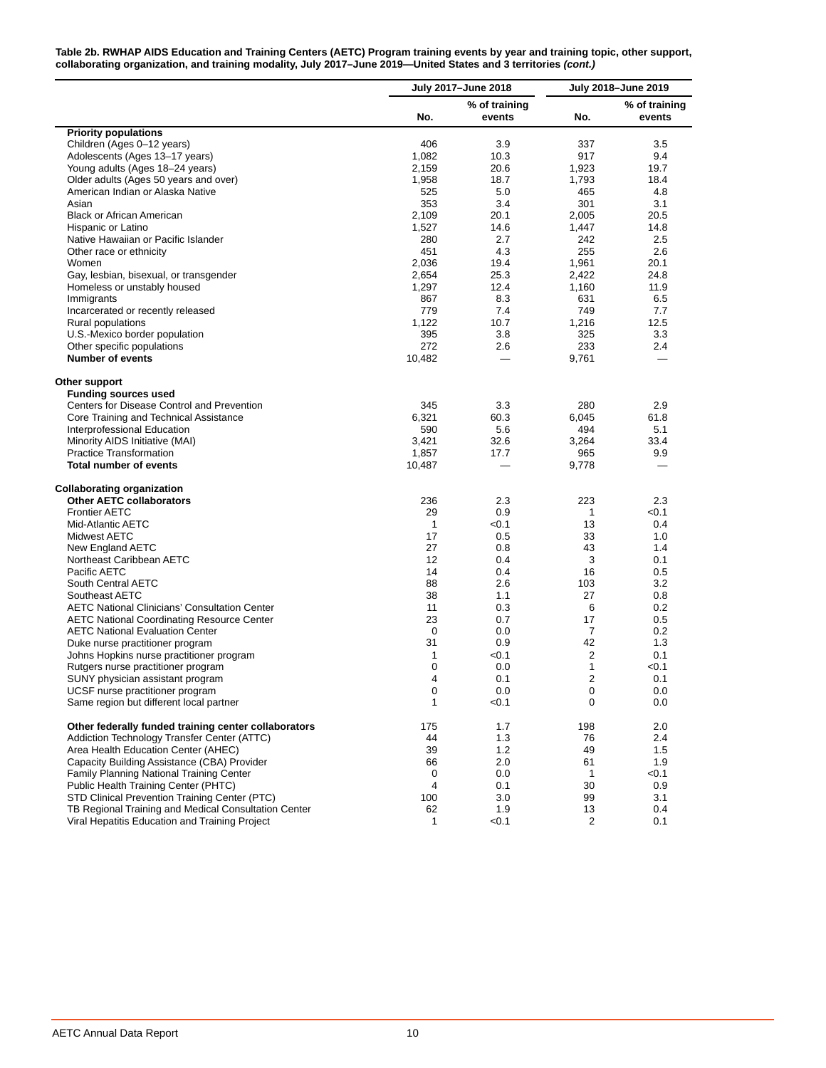**Table 2b. RWHAP AIDS Education and Training Centers (AETC) Program training events by year and training topic, other support, collaborating organization, and training modality, July 2017–June 2019—United States and 3 territories *(cont.)***

| | July 2017–June 2018 | | July 2018–June 2019 | |
|---|---|---|---|---|
| | No. | % of training events | No. | % of training events |
| **Priority populations** | | | | |
| Children (Ages 0–12 years) | 406 | 3.9 | 337 | 3.5 |
| Adolescents (Ages 13–17 years) | 1,082 | 10.3 | 917 | 9.4 |
| Young adults (Ages 18–24 years) | 2,159 | 20.6 | 1,923 | 19.7 |
| Older adults (Ages 50 years and over) | 1,958 | 18.7 | 1,793 | 18.4 |
| American Indian or Alaska Native | 525 | 5.0 | 465 | 4.8 |
| Asian | 353 | 3.4 | 301 | 3.1 |
| Black or African American | 2,109 | 20.1 | 2,005 | 20.5 |
| Hispanic or Latino | 1,527 | 14.6 | 1,447 | 14.8 |
| Native Hawaiian or Pacific Islander | 280 | 2.7 | 242 | 2.5 |
| Other race or ethnicity | 451 | 4.3 | 255 | 2.6 |
| Women | 2,036 | 19.4 | 1,961 | 20.1 |
| Gay, lesbian, bisexual, or transgender | 2,654 | 25.3 | 2,422 | 24.8 |
| Homeless or unstably housed | 1,297 | 12.4 | 1,160 | 11.9 |
| Immigrants | 867 | 8.3 | 631 | 6.5 |
| Incarcerated or recently released | 779 | 7.4 | 749 | 7.7 |
| Rural populations | 1,122 | 10.7 | 1,216 | 12.5 |
| U.S.-Mexico border population | 395 | 3.8 | 325 | 3.3 |
| Other specific populations | 272 | 2.6 | 233 | 2.4 |
| **Number of events** | 10,482 | — | 9,761 | — |
| **Other support** | | | | |
| **Funding sources used** | | | | |
| Centers for Disease Control and Prevention | 345 | 3.3 | 280 | 2.9 |
| Core Training and Technical Assistance | 6,321 | 60.3 | 6,045 | 61.8 |
| Interprofessional Education | 590 | 5.6 | 494 | 5.1 |
| Minority AIDS Initiative (MAI) | 3,421 | 32.6 | 3,264 | 33.4 |
| Practice Transformation | 1,857 | 17.7 | 965 | 9.9 |
| **Total number of events** | 10,487 | — | 9,778 | — |
| **Collaborating organization** | | | | |
| **Other AETC collaborators** | 236 | 2.3 | 223 | 2.3 |
| Frontier AETC | 29 | 0.9 | 1 | <0.1 |
| Mid-Atlantic AETC | 1 | <0.1 | 13 | 0.4 |
| Midwest AETC | 17 | 0.5 | 33 | 1.0 |
| New England AETC | 27 | 0.8 | 43 | 1.4 |
| Northeast Caribbean AETC | 12 | 0.4 | 3 | 0.1 |
| Pacific AETC | 14 | 0.4 | 16 | 0.5 |
| South Central AETC | 88 | 2.6 | 103 | 3.2 |
| Southeast AETC | 38 | 1.1 | 27 | 0.8 |
| AETC National Clinicians' Consultation Center | 11 | 0.3 | 6 | 0.2 |
| AETC National Coordinating Resource Center | 23 | 0.7 | 17 | 0.5 |
| AETC National Evaluation Center | 0 | 0.0 | 7 | 0.2 |
| Duke nurse practitioner program | 31 | 0.9 | 42 | 1.3 |
| Johns Hopkins nurse practitioner program | 1 | <0.1 | 2 | 0.1 |
| Rutgers nurse practitioner program | 0 | 0.0 | 1 | <0.1 |
| SUNY physician assistant program | 4 | 0.1 | 2 | 0.1 |
| UCSF nurse practitioner program | 0 | 0.0 | 0 | 0.0 |
| Same region but different local partner | 1 | <0.1 | 0 | 0.0 |
| **Other federally funded training center collaborators** | 175 | 1.7 | 198 | 2.0 |
| Addiction Technology Transfer Center (ATTC) | 44 | 1.3 | 76 | 2.4 |
| Area Health Education Center (AHEC) | 39 | 1.2 | 49 | 1.5 |
| Capacity Building Assistance (CBA) Provider | 66 | 2.0 | 61 | 1.9 |
| Family Planning National Training Center | 0 | 0.0 | 1 | <0.1 |
| Public Health Training Center (PHTC) | 4 | 0.1 | 30 | 0.9 |
| STD Clinical Prevention Training Center (PTC) | 100 | 3.0 | 99 | 3.1 |
| TB Regional Training and Medical Consultation Center | 62 | 1.9 | 13 | 0.4 |
| Viral Hepatitis Education and Training Project | 1 | <0.1 | 2 | 0.1 |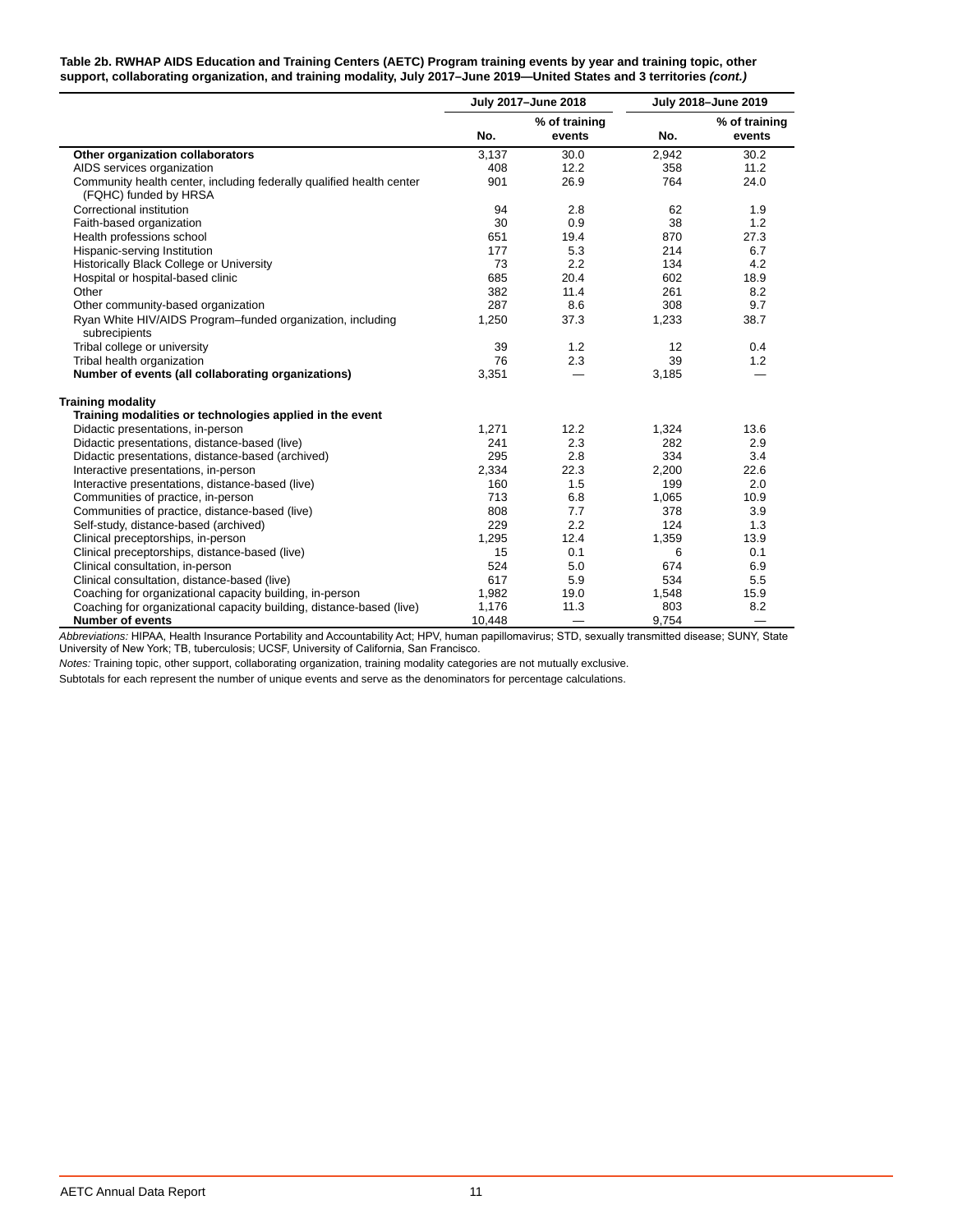**Table 2b. RWHAP AIDS Education and Training Centers (AETC) Program training events by year and training topic, other support, collaborating organization, and training modality, July 2017–June 2019—United States and 3 territories *(cont.)***

| | July 2017–June 2018 | | July 2018–June 2019 | |
|---|---|---|---|---|
| | No. | % of training events | No. | % of training events |
| **Other organization collaborators** | 3,137 | 30.0 | 2,942 | 30.2 |
| AIDS services organization | 408 | 12.2 | 358 | 11.2 |
| Community health center, including federally qualified health center (FQHC) funded by HRSA | 901 | 26.9 | 764 | 24.0 |
| Correctional institution | 94 | 2.8 | 62 | 1.9 |
| Faith-based organization | 30 | 0.9 | 38 | 1.2 |
| Health professions school | 651 | 19.4 | 870 | 27.3 |
| Hispanic-serving Institution | 177 | 5.3 | 214 | 6.7 |
| Historically Black College or University | 73 | 2.2 | 134 | 4.2 |
| Hospital or hospital-based clinic | 685 | 20.4 | 602 | 18.9 |
| Other | 382 | 11.4 | 261 | 8.2 |
| Other community-based organization | 287 | 8.6 | 308 | 9.7 |
| Ryan White HIV/AIDS Program–funded organization, including subrecipients | 1,250 | 37.3 | 1,233 | 38.7 |
| Tribal college or university | 39 | 1.2 | 12 | 0.4 |
| Tribal health organization | 76 | 2.3 | 39 | 1.2 |
| **Number of events (all collaborating organizations)** | 3,351 | — | 3,185 | — |
| **Training modality** | | | | |
| **Training modalities or technologies applied in the event** | | | | |
| Didactic presentations, in-person | 1,271 | 12.2 | 1,324 | 13.6 |
| Didactic presentations, distance-based (live) | 241 | 2.3 | 282 | 2.9 |
| Didactic presentations, distance-based (archived) | 295 | 2.8 | 334 | 3.4 |
| Interactive presentations, in-person | 2,334 | 22.3 | 2,200 | 22.6 |
| Interactive presentations, distance-based (live) | 160 | 1.5 | 199 | 2.0 |
| Communities of practice, in-person | 713 | 6.8 | 1,065 | 10.9 |
| Communities of practice, distance-based (live) | 808 | 7.7 | 378 | 3.9 |
| Self-study, distance-based (archived) | 229 | 2.2 | 124 | 1.3 |
| Clinical preceptorships, in-person | 1,295 | 12.4 | 1,359 | 13.9 |
| Clinical preceptorships, distance-based (live) | 15 | 0.1 | 6 | 0.1 |
| Clinical consultation, in-person | 524 | 5.0 | 674 | 6.9 |
| Clinical consultation, distance-based (live) | 617 | 5.9 | 534 | 5.5 |
| Coaching for organizational capacity building, in-person | 1,982 | 19.0 | 1,548 | 15.9 |
| Coaching for organizational capacity building, distance-based (live) | 1,176 | 11.3 | 803 | 8.2 |
| **Number of events** | 10,448 | — | 9,754 | — |

*Abbreviations:* HIPAA, Health Insurance Portability and Accountability Act; HPV, human papillomavirus; STD, sexually transmitted disease; SUNY, State University of New York; TB, tuberculosis; UCSF, University of California, San Francisco.

*Notes:* Training topic, other support, collaborating organization, training modality categories are not mutually exclusive.

Subtotals for each represent the number of unique events and serve as the denominators for percentage calculations.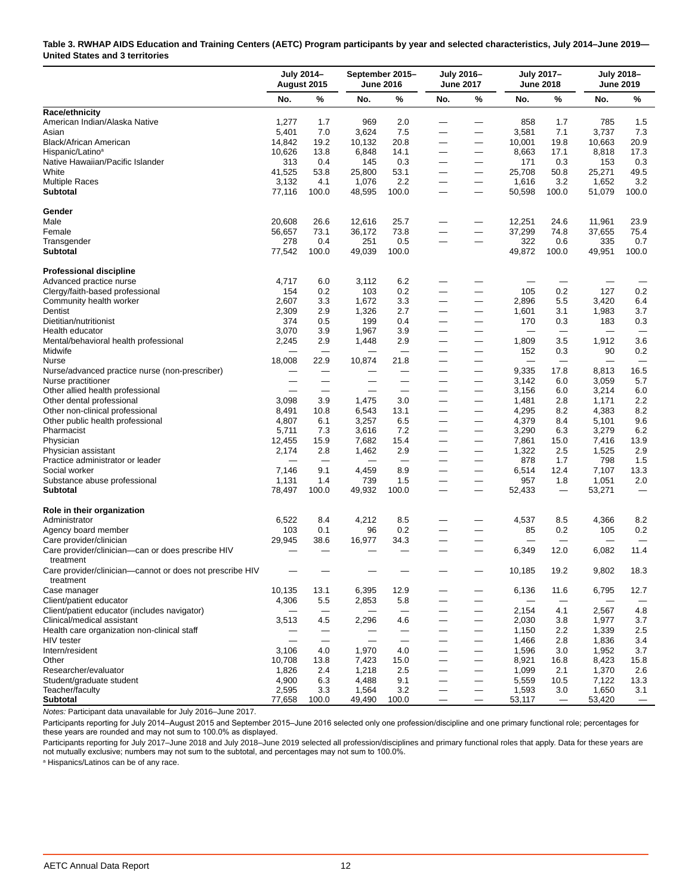**Table 3. RWHAP AIDS Education and Training Centers (AETC) Program participants by year and selected characteristics, July 2014–June 2019—United States and 3 territories**

| | July 2014–August 2015 | | September 2015–June 2016 | | July 2016–June 2017 | | July 2017–June 2018 | | July 2018–June 2019 | |
|---|---|---|---|---|---|---|---|---|---|---|
| | No. | % | No. | % | No. | % | No. | % | No. | % |
| **Race/ethnicity** | | | | | | | | | | |
| American Indian/Alaska Native | 1,277 | 1.7 | 969 | 2.0 | — | — | 858 | 1.7 | 785 | 1.5 |
| Asian | 5,401 | 7.0 | 3,624 | 7.5 | — | — | 3,581 | 7.1 | 3,737 | 7.3 |
| Black/African American | 14,842 | 19.2 | 10,132 | 20.8 | — | — | 10,001 | 19.8 | 10,663 | 20.9 |
| Hispanic/Latino[a] | 10,626 | 13.8 | 6,848 | 14.1 | — | — | 8,663 | 17.1 | 8,818 | 17.3 |
| Native Hawaiian/Pacific Islander | 313 | 0.4 | 145 | 0.3 | — | — | 171 | 0.3 | 153 | 0.3 |
| White | 41,525 | 53.8 | 25,800 | 53.1 | — | — | 25,708 | 50.8 | 25,271 | 49.5 |
| Multiple Races | 3,132 | 4.1 | 1,076 | 2.2 | — | — | 1,616 | 3.2 | 1,652 | 3.2 |
| **Subtotal** | 77,116 | 100.0 | 48,595 | 100.0 | — | — | 50,598 | 100.0 | 51,079 | 100.0 |
| **Gender** | | | | | | | | | | |
| Male | 20,608 | 26.6 | 12,616 | 25.7 | — | — | 12,251 | 24.6 | 11,961 | 23.9 |
| Female | 56,657 | 73.1 | 36,172 | 73.8 | — | — | 37,299 | 74.8 | 37,655 | 75.4 |
| Transgender | 278 | 0.4 | 251 | 0.5 | — | — | 322 | 0.6 | 335 | 0.7 |
| **Subtotal** | 77,542 | 100.0 | 49,039 | 100.0 | | | 49,872 | 100.0 | 49,951 | 100.0 |
| **Professional discipline** | | | | | | | | | | |
| Advanced practice nurse | 4,717 | 6.0 | 3,112 | 6.2 | — | — | — | — | — | — |
| Clergy/faith-based professional | 154 | 0.2 | 103 | 0.2 | — | — | 105 | 0.2 | 127 | 0.2 |
| Community health worker | 2,607 | 3.3 | 1,672 | 3.3 | — | — | 2,896 | 5.5 | 3,420 | 6.4 |
| Dentist | 2,309 | 2.9 | 1,326 | 2.7 | — | — | 1,601 | 3.1 | 1,983 | 3.7 |
| Dietitian/nutritionist | 374 | 0.5 | 199 | 0.4 | — | — | 170 | 0.3 | 183 | 0.3 |
| Health educator | 3,070 | 3.9 | 1,967 | 3.9 | — | — | — | — | — | — |
| Mental/behavioral health professional | 2,245 | 2.9 | 1,448 | 2.9 | — | — | 1,809 | 3.5 | 1,912 | 3.6 |
| Midwife | — | — | — | — | — | — | 152 | 0.3 | 90 | 0.2 |
| Nurse | 18,008 | 22.9 | 10,874 | 21.8 | — | — | — | — | — | — |
| Nurse/advanced practice nurse (non-prescriber) | — | — | — | — | — | — | 9,335 | 17.8 | 8,813 | 16.5 |
| Nurse practitioner | — | — | — | — | — | — | 3,142 | 6.0 | 3,059 | 5.7 |
| Other allied health professional | — | — | — | — | — | — | 3,156 | 6.0 | 3,214 | 6.0 |
| Other dental professional | 3,098 | 3.9 | 1,475 | 3.0 | — | — | 1,481 | 2.8 | 1,171 | 2.2 |
| Other non-clinical professional | 8,491 | 10.8 | 6,543 | 13.1 | — | — | 4,295 | 8.2 | 4,383 | 8.2 |
| Other public health professional | 4,807 | 6.1 | 3,257 | 6.5 | — | — | 4,379 | 8.4 | 5,101 | 9.6 |
| Pharmacist | 5,711 | 7.3 | 3,616 | 7.2 | — | — | 3,290 | 6.3 | 3,279 | 6.2 |
| Physician | 12,455 | 15.9 | 7,682 | 15.4 | — | — | 7,861 | 15.0 | 7,416 | 13.9 |
| Physician assistant | 2,174 | 2.8 | 1,462 | 2.9 | — | — | 1,322 | 2.5 | 1,525 | 2.9 |
| Practice administrator or leader | — | — | — | — | — | — | 878 | 1.7 | 798 | 1.5 |
| Social worker | 7,146 | 9.1 | 4,459 | 8.9 | — | — | 6,514 | 12.4 | 7,107 | 13.3 |
| Substance abuse professional | 1,131 | 1.4 | 739 | 1.5 | — | — | 957 | 1.8 | 1,051 | 2.0 |
| **Subtotal** | 78,497 | 100.0 | 49,932 | 100.0 | — | — | 52,433 | — | 53,271 | — |
| **Role in their organization** | | | | | | | | | | |
| Administrator | 6,522 | 8.4 | 4,212 | 8.5 | — | — | 4,537 | 8.5 | 4,366 | 8.2 |
| Agency board member | 103 | 0.1 | 96 | 0.2 | — | — | 85 | 0.2 | 105 | 0.2 |
| Care provider/clinician | 29,945 | 38.6 | 16,977 | 34.3 | — | — | — | — | — | — |
| Care provider/clinician—can or does prescribe HIV treatment | — | — | — | — | — | — | 6,349 | 12.0 | 6,082 | 11.4 |
| Care provider/clinician—cannot or does not prescribe HIV treatment | — | — | — | — | — | — | 10,185 | 19.2 | 9,802 | 18.3 |
| Case manager | 10,135 | 13.1 | 6,395 | 12.9 | — | — | 6,136 | 11.6 | 6,795 | 12.7 |
| Client/patient educator | 4,306 | 5.5 | 2,853 | 5.8 | — | — | — | — | — | — |
| Client/patient educator (includes navigator) | — | — | — | — | — | — | 2,154 | 4.1 | 2,567 | 4.8 |
| Clinical/medical assistant | 3,513 | 4.5 | 2,296 | 4.6 | — | — | 2,030 | 3.8 | 1,977 | 3.7 |
| Health care organization non-clinical staff | — | — | — | — | — | — | 1,150 | 2.2 | 1,339 | 2.5 |
| HIV tester | — | — | — | — | — | — | 1,466 | 2.8 | 1,836 | 3.4 |
| Intern/resident | 3,106 | 4.0 | 1,970 | 4.0 | — | — | 1,596 | 3.0 | 1,952 | 3.7 |
| Other | 10,708 | 13.8 | 7,423 | 15.0 | — | — | 8,921 | 16.8 | 8,423 | 15.8 |
| Researcher/evaluator | 1,826 | 2.4 | 1,218 | 2.5 | — | — | 1,099 | 2.1 | 1,370 | 2.6 |
| Student/graduate student | 4,900 | 6.3 | 4,488 | 9.1 | — | — | 5,559 | 10.5 | 7,122 | 13.3 |
| Teacher/faculty | 2,595 | 3.3 | 1,564 | 3.2 | — | — | 1,593 | 3.0 | 1,650 | 3.1 |
| **Subtotal** | 77,658 | 100.0 | 49,490 | 100.0 | — | — | 53,117 | — | 53,420 | — |

*Notes:* Participant data unavailable for July 2016–June 2017.

Participants reporting for July 2014–August 2015 and September 2015–June 2016 selected only one profession/discipline and one primary functional role; percentages for these years are rounded and may not sum to 100.0% as displayed.

Participants reporting for July 2017–June 2018 and July 2018–June 2019 selected all profession/disciplines and primary functional roles that apply. Data for these years are not mutually exclusive; numbers may not sum to the subtotal, and percentages may not sum to 100.0%.

[a] Hispanics/Latinos can be of any race.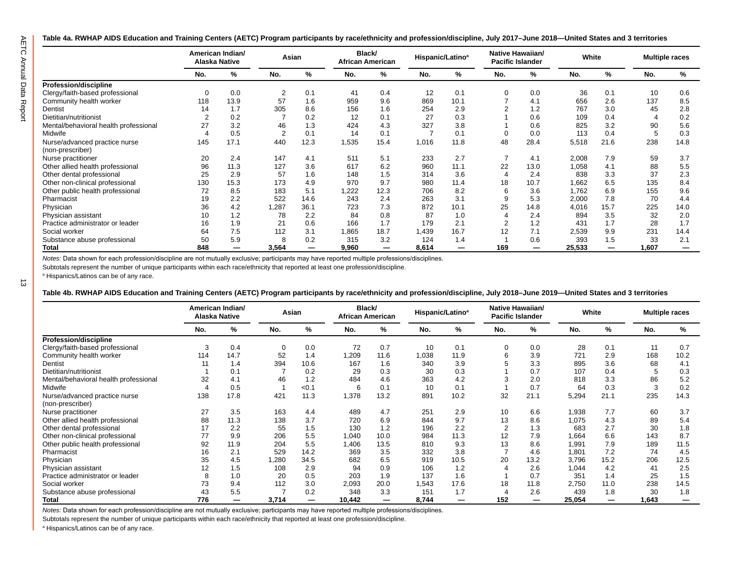**Table 4a. RWHAP AIDS Education and Training Centers (AETC) Program participants by race/ethnicity and profession/discipline, July 2017–June 2018—United States and 3 territories**

| | American Indian/ Alaska Native | | Asian | | Black/ African American | | Hispanic/Latino[a] | | Native Hawaiian/ Pacific Islander | | White | | Multiple races | |
|---|---|---|---|---|---|---|---|---|---|---|---|---|---|---|
| | No. | % | No. | % | No. | % | No. | % | No. | % | No. | % | No. | % |
| **Profession/discipline** | | | | | | | | | | | | | | |
| Clergy/faith-based professional | 0 | 0.0 | 2 | 0.1 | 41 | 0.4 | 12 | 0.1 | 0 | 0.0 | 36 | 0.1 | 10 | 0.6 |
| Community health worker | 118 | 13.9 | 57 | 1.6 | 959 | 9.6 | 869 | 10.1 | 7 | 4.1 | 656 | 2.6 | 137 | 8.5 |
| Dentist | 14 | 1.7 | 305 | 8.6 | 156 | 1.6 | 254 | 2.9 | 2 | 1.2 | 767 | 3.0 | 45 | 2.8 |
| Dietitian/nutritionist | 2 | 0.2 | 7 | 0.2 | 12 | 0.1 | 27 | 0.3 | 1 | 0.6 | 109 | 0.4 | 4 | 0.2 |
| Mental/behavioral health professional | 27 | 3.2 | 46 | 1.3 | 424 | 4.3 | 327 | 3.8 | 1 | 0.6 | 825 | 3.2 | 90 | 5.6 |
| Midwife | 4 | 0.5 | 2 | 0.1 | 14 | 0.1 | 7 | 0.1 | 0 | 0.0 | 113 | 0.4 | 5 | 0.3 |
| Nurse/advanced practice nurse (non-prescriber) | 145 | 17.1 | 440 | 12.3 | 1,535 | 15.4 | 1,016 | 11.8 | 48 | 28.4 | 5,518 | 21.6 | 238 | 14.8 |
| Nurse practitioner | 20 | 2.4 | 147 | 4.1 | 511 | 5.1 | 233 | 2.7 | 7 | 4.1 | 2,008 | 7.9 | 59 | 3.7 |
| Other allied health professional | 96 | 11.3 | 127 | 3.6 | 617 | 6.2 | 960 | 11.1 | 22 | 13.0 | 1,058 | 4.1 | 88 | 5.5 |
| Other dental professional | 25 | 2.9 | 57 | 1.6 | 148 | 1.5 | 314 | 3.6 | 4 | 2.4 | 838 | 3.3 | 37 | 2.3 |
| Other non-clinical professional | 130 | 15.3 | 173 | 4.9 | 970 | 9.7 | 980 | 11.4 | 18 | 10.7 | 1,662 | 6.5 | 135 | 8.4 |
| Other public health professional | 72 | 8.5 | 183 | 5.1 | 1,222 | 12.3 | 706 | 8.2 | 6 | 3.6 | 1,762 | 6.9 | 155 | 9.6 |
| Pharmacist | 19 | 2.2 | 522 | 14.6 | 243 | 2.4 | 263 | 3.1 | 9 | 5.3 | 2,000 | 7.8 | 70 | 4.4 |
| Physician | 36 | 4.2 | 1,287 | 36.1 | 723 | 7.3 | 872 | 10.1 | 25 | 14.8 | 4,016 | 15.7 | 225 | 14.0 |
| Physician assistant | 10 | 1.2 | 78 | 2.2 | 84 | 0.8 | 87 | 1.0 | 4 | 2.4 | 894 | 3.5 | 32 | 2.0 |
| Practice administrator or leader | 16 | 1.9 | 21 | 0.6 | 166 | 1.7 | 179 | 2.1 | 2 | 1.2 | 431 | 1.7 | 28 | 1.7 |
| Social worker | 64 | 7.5 | 112 | 3.1 | 1,865 | 18.7 | 1,439 | 16.7 | 12 | 7.1 | 2,539 | 9.9 | 231 | 14.4 |
| Substance abuse professional | 50 | 5.9 | 8 | 0.2 | 315 | 3.2 | 124 | 1.4 | 1 | 0.6 | 393 | 1.5 | 33 | 2.1 |
| **Total** | **848** | — | **3,564** | — | **9,960** | — | **8,614** | — | **169** | — | **25,533** | — | **1,607** | — |

*Notes:* Data shown for each profession/discipline are not mutually exclusive; participants may have reported multiple professions/disciplines.

Subtotals represent the number of unique participants within each race/ethnicity that reported at least one profession/discipline.

[a] Hispanics/Latinos can be of any race.

**Table 4b. RWHAP AIDS Education and Training Centers (AETC) Program participants by race/ethnicity and profession/discipline, July 2018–June 2019—United States and 3 territories**

| | American Indian/ Alaska Native | | Asian | | Black/ African American | | Hispanic/Latino[a] | | Native Hawaiian/ Pacific Islander | | White | | Multiple races | |
|---|---|---|---|---|---|---|---|---|---|---|---|---|---|---|
| | No. | % | No. | % | No. | % | No. | % | No. | % | No. | % | No. | % |
| **Profession/discipline** | | | | | | | | | | | | | | |
| Clergy/faith-based professional | 3 | 0.4 | 0 | 0.0 | 72 | 0.7 | 10 | 0.1 | 0 | 0.0 | 28 | 0.1 | 11 | 0.7 |
| Community health worker | 114 | 14.7 | 52 | 1.4 | 1,209 | 11.6 | 1,038 | 11.9 | 6 | 3.9 | 721 | 2.9 | 168 | 10.2 |
| Dentist | 11 | 1.4 | 394 | 10.6 | 167 | 1.6 | 340 | 3.9 | 5 | 3.3 | 895 | 3.6 | 68 | 4.1 |
| Dietitian/nutritionist | 1 | 0.1 | 7 | 0.2 | 29 | 0.3 | 30 | 0.3 | 1 | 0.7 | 107 | 0.4 | 5 | 0.3 |
| Mental/behavioral health professional | 32 | 4.1 | 46 | 1.2 | 484 | 4.6 | 363 | 4.2 | 3 | 2.0 | 818 | 3.3 | 86 | 5.2 |
| Midwife | 4 | 0.5 | 1 | <0.1 | 6 | 0.1 | 10 | 0.1 | 1 | 0.7 | 64 | 0.3 | 3 | 0.2 |
| Nurse/advanced practice nurse (non-prescriber) | 138 | 17.8 | 421 | 11.3 | 1,378 | 13.2 | 891 | 10.2 | 32 | 21.1 | 5,294 | 21.1 | 235 | 14.3 |
| Nurse practitioner | 27 | 3.5 | 163 | 4.4 | 489 | 4.7 | 251 | 2.9 | 10 | 6.6 | 1,938 | 7.7 | 60 | 3.7 |
| Other allied health professional | 88 | 11.3 | 138 | 3.7 | 720 | 6.9 | 844 | 9.7 | 13 | 8.6 | 1,075 | 4.3 | 89 | 5.4 |
| Other dental professional | 17 | 2.2 | 55 | 1.5 | 130 | 1.2 | 196 | 2.2 | 2 | 1.3 | 683 | 2.7 | 30 | 1.8 |
| Other non-clinical professional | 77 | 9.9 | 206 | 5.5 | 1,040 | 10.0 | 984 | 11.3 | 12 | 7.9 | 1,664 | 6.6 | 143 | 8.7 |
| Other public health professional | 92 | 11.9 | 204 | 5.5 | 1,406 | 13.5 | 810 | 9.3 | 13 | 8.6 | 1,991 | 7.9 | 189 | 11.5 |
| Pharmacist | 16 | 2.1 | 529 | 14.2 | 369 | 3.5 | 332 | 3.8 | 7 | 4.6 | 1,801 | 7.2 | 74 | 4.5 |
| Physician | 35 | 4.5 | 1,280 | 34.5 | 682 | 6.5 | 919 | 10.5 | 20 | 13.2 | 3,796 | 15.2 | 206 | 12.5 |
| Physician assistant | 12 | 1.5 | 108 | 2.9 | 94 | 0.9 | 106 | 1.2 | 4 | 2.6 | 1,044 | 4.2 | 41 | 2.5 |
| Practice administrator or leader | 8 | 1.0 | 20 | 0.5 | 203 | 1.9 | 137 | 1.6 | 1 | 0.7 | 351 | 1.4 | 25 | 1.5 |
| Social worker | 73 | 9.4 | 112 | 3.0 | 2,093 | 20.0 | 1,543 | 17.6 | 18 | 11.8 | 2,750 | 11.0 | 238 | 14.5 |
| Substance abuse professional | 43 | 5.5 | 7 | 0.2 | 348 | 3.3 | 151 | 1.7 | 4 | 2.6 | 439 | 1.8 | 30 | 1.8 |
| **Total** | **776** | — | **3,714** | — | **10,442** | — | **8,744** | — | **152** | — | **25,054** | — | **1,643** | — |

*Notes:* Data shown for each profession/discipline are not mutually exclusive; participants may have reported multiple professions/disciplines.

Subtotals represent the number of unique participants within each race/ethnicity that reported at least one profession/discipline.

[a] Hispanics/Latinos can be of any race.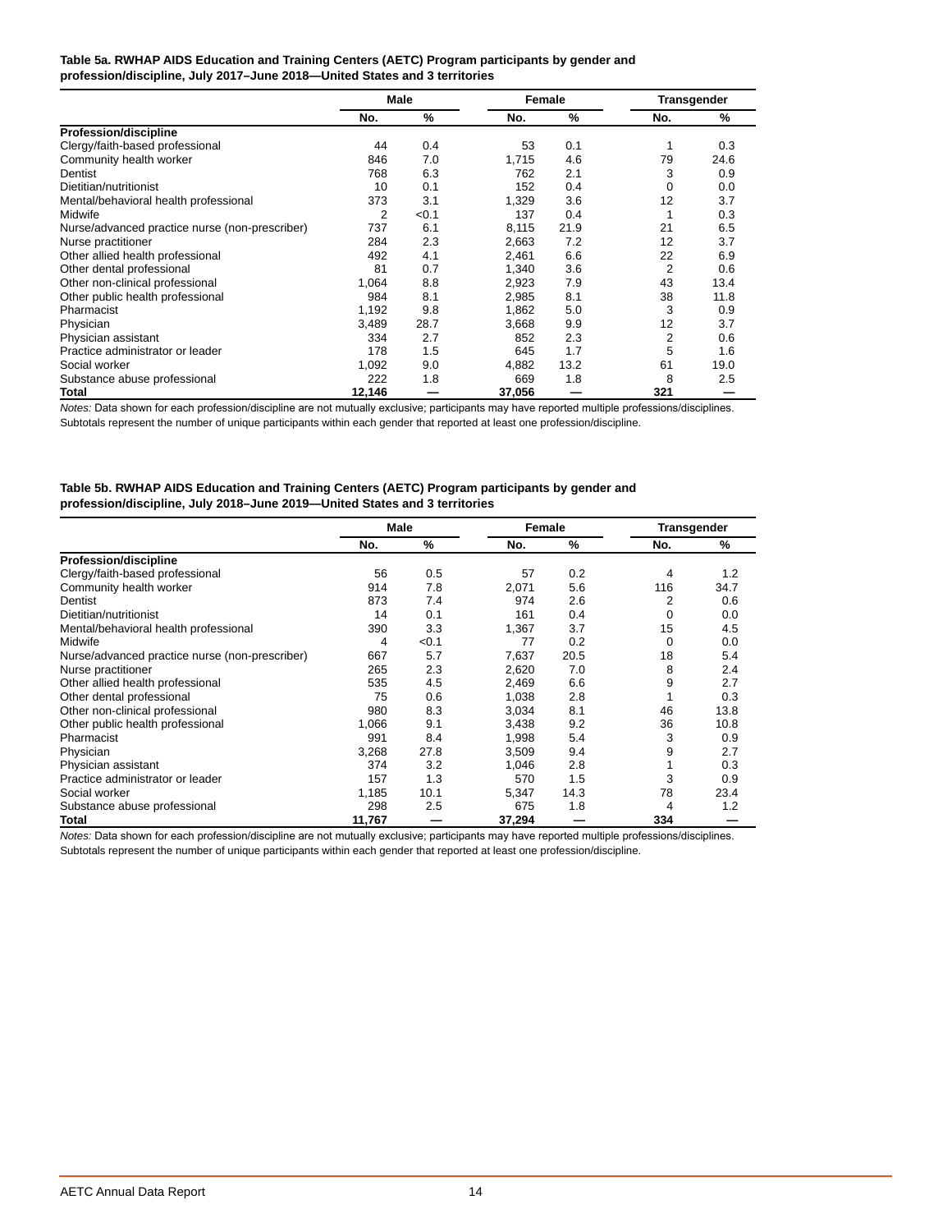**Table 5a. RWHAP AIDS Education and Training Centers (AETC) Program participants by gender and profession/discipline, July 2017–June 2018—United States and 3 territories**

| | Male | | Female | | Transgender | |
|---|---|---|---|---|---|---|
| | No. | % | No. | % | No. | % |
| **Profession/discipline** | | | | | | |
| Clergy/faith-based professional | 44 | 0.4 | 53 | 0.1 | 1 | 0.3 |
| Community health worker | 846 | 7.0 | 1,715 | 4.6 | 79 | 24.6 |
| Dentist | 768 | 6.3 | 762 | 2.1 | 3 | 0.9 |
| Dietitian/nutritionist | 10 | 0.1 | 152 | 0.4 | 0 | 0.0 |
| Mental/behavioral health professional | 373 | 3.1 | 1,329 | 3.6 | 12 | 3.7 |
| Midwife | 2 | <0.1 | 137 | 0.4 | 1 | 0.3 |
| Nurse/advanced practice nurse (non-prescriber) | 737 | 6.1 | 8,115 | 21.9 | 21 | 6.5 |
| Nurse practitioner | 284 | 2.3 | 2,663 | 7.2 | 12 | 3.7 |
| Other allied health professional | 492 | 4.1 | 2,461 | 6.6 | 22 | 6.9 |
| Other dental professional | 81 | 0.7 | 1,340 | 3.6 | 2 | 0.6 |
| Other non-clinical professional | 1,064 | 8.8 | 2,923 | 7.9 | 43 | 13.4 |
| Other public health professional | 984 | 8.1 | 2,985 | 8.1 | 38 | 11.8 |
| Pharmacist | 1,192 | 9.8 | 1,862 | 5.0 | 3 | 0.9 |
| Physician | 3,489 | 28.7 | 3,668 | 9.9 | 12 | 3.7 |
| Physician assistant | 334 | 2.7 | 852 | 2.3 | 2 | 0.6 |
| Practice administrator or leader | 178 | 1.5 | 645 | 1.7 | 5 | 1.6 |
| Social worker | 1,092 | 9.0 | 4,882 | 13.2 | 61 | 19.0 |
| Substance abuse professional | 222 | 1.8 | 669 | 1.8 | 8 | 2.5 |
| **Total** | **12,146** | — | **37,056** | — | **321** | — |

*Notes:* Data shown for each profession/discipline are not mutually exclusive; participants may have reported multiple professions/disciplines. Subtotals represent the number of unique participants within each gender that reported at least one profession/discipline.

**Table 5b. RWHAP AIDS Education and Training Centers (AETC) Program participants by gender and profession/discipline, July 2018–June 2019—United States and 3 territories**

| | Male | | Female | | Transgender | |
|---|---|---|---|---|---|---|
| | No. | % | No. | % | No. | % |
| **Profession/discipline** | | | | | | |
| Clergy/faith-based professional | 56 | 0.5 | 57 | 0.2 | 4 | 1.2 |
| Community health worker | 914 | 7.8 | 2,071 | 5.6 | 116 | 34.7 |
| Dentist | 873 | 7.4 | 974 | 2.6 | 2 | 0.6 |
| Dietitian/nutritionist | 14 | 0.1 | 161 | 0.4 | 0 | 0.0 |
| Mental/behavioral health professional | 390 | 3.3 | 1,367 | 3.7 | 15 | 4.5 |
| Midwife | 4 | <0.1 | 77 | 0.2 | 0 | 0.0 |
| Nurse/advanced practice nurse (non-prescriber) | 667 | 5.7 | 7,637 | 20.5 | 18 | 5.4 |
| Nurse practitioner | 265 | 2.3 | 2,620 | 7.0 | 8 | 2.4 |
| Other allied health professional | 535 | 4.5 | 2,469 | 6.6 | 9 | 2.7 |
| Other dental professional | 75 | 0.6 | 1,038 | 2.8 | 1 | 0.3 |
| Other non-clinical professional | 980 | 8.3 | 3,034 | 8.1 | 46 | 13.8 |
| Other public health professional | 1,066 | 9.1 | 3,438 | 9.2 | 36 | 10.8 |
| Pharmacist | 991 | 8.4 | 1,998 | 5.4 | 3 | 0.9 |
| Physician | 3,268 | 27.8 | 3,509 | 9.4 | 9 | 2.7 |
| Physician assistant | 374 | 3.2 | 1,046 | 2.8 | 1 | 0.3 |
| Practice administrator or leader | 157 | 1.3 | 570 | 1.5 | 3 | 0.9 |
| Social worker | 1,185 | 10.1 | 5,347 | 14.3 | 78 | 23.4 |
| Substance abuse professional | 298 | 2.5 | 675 | 1.8 | 4 | 1.2 |
| **Total** | **11,767** | — | **37,294** | — | **334** | — |

*Notes:* Data shown for each profession/discipline are not mutually exclusive; participants may have reported multiple professions/disciplines. Subtotals represent the number of unique participants within each gender that reported at least one profession/discipline.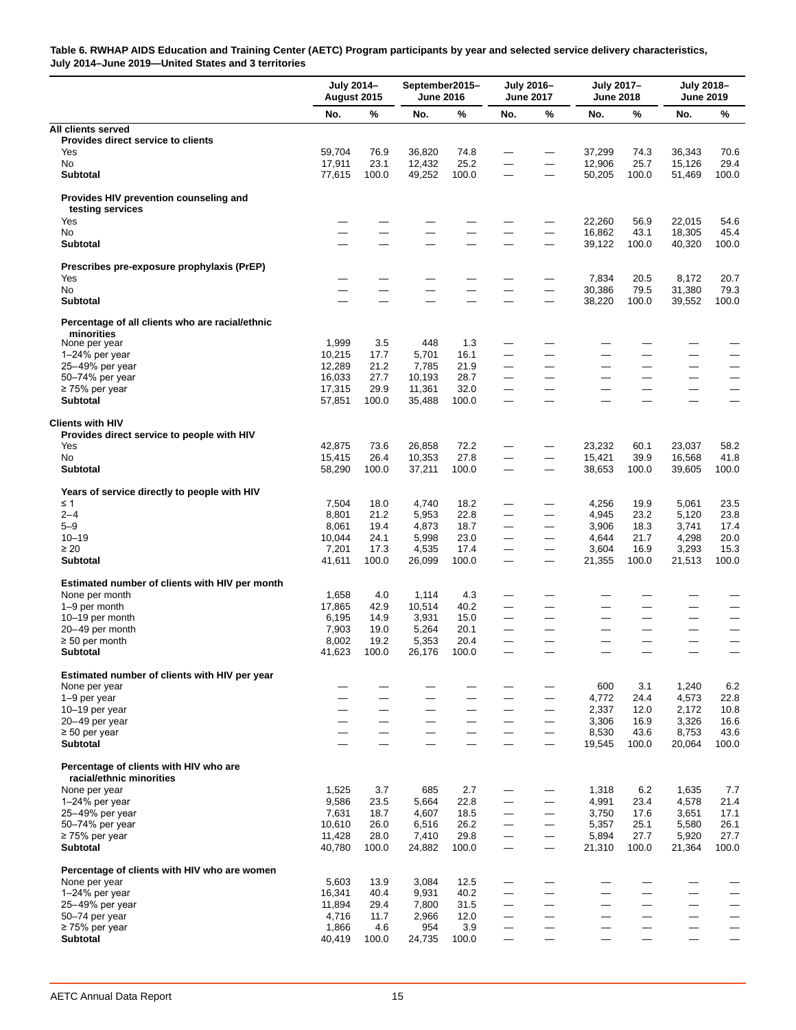**Table 6. RWHAP AIDS Education and Training Center (AETC) Program participants by year and selected service delivery characteristics, July 2014–June 2019—United States and 3 territories**

| | July 2014–August 2015 | | September2015–June 2016 | | July 2016–June 2017 | | July 2017–June 2018 | | July 2018–June 2019 | |
|---|---|---|---|---|---|---|---|---|---|---|
| | No. | % | No. | % | No. | % | No. | % | No. | % |
| **All clients served** | | | | | | | | | | |
| **Provides direct service to clients** | | | | | | | | | | |
| Yes | 59,704 | 76.9 | 36,820 | 74.8 | — | — | 37,299 | 74.3 | 36,343 | 70.6 |
| No | 17,911 | 23.1 | 12,432 | 25.2 | — | — | 12,906 | 25.7 | 15,126 | 29.4 |
| **Subtotal** | 77,615 | 100.0 | 49,252 | 100.0 | — | — | 50,205 | 100.0 | 51,469 | 100.0 |
| **Provides HIV prevention counseling and testing services** | | | | | | | | | | |
| Yes | — | — | — | — | — | — | 22,260 | 56.9 | 22,015 | 54.6 |
| No | — | — | — | — | — | — | 16,862 | 43.1 | 18,305 | 45.4 |
| **Subtotal** | — | — | — | — | — | — | 39,122 | 100.0 | 40,320 | 100.0 |
| **Prescribes pre-exposure prophylaxis (PrEP)** | | | | | | | | | | |
| Yes | — | — | — | — | — | — | 7,834 | 20.5 | 8,172 | 20.7 |
| No | — | — | — | — | — | — | 30,386 | 79.5 | 31,380 | 79.3 |
| **Subtotal** | — | — | — | — | — | — | 38,220 | 100.0 | 39,552 | 100.0 |
| **Percentage of all clients who are racial/ethnic minorities** | | | | | | | | | | |
| None per year | 1,999 | 3.5 | 448 | 1.3 | — | — | — | — | — | — |
| 1–24% per year | 10,215 | 17.7 | 5,701 | 16.1 | — | — | — | — | — | — |
| 25–49% per year | 12,289 | 21.2 | 7,785 | 21.9 | — | — | — | — | — | — |
| 50–74% per year | 16,033 | 27.7 | 10,193 | 28.7 | — | — | — | — | — | — |
| ≥ 75% per year | 17,315 | 29.9 | 11,361 | 32.0 | — | — | — | — | — | — |
| **Subtotal** | 57,851 | 100.0 | 35,488 | 100.0 | — | — | — | — | — | — |
| **Clients with HIV** | | | | | | | | | | |
| **Provides direct service to people with HIV** | | | | | | | | | | |
| Yes | 42,875 | 73.6 | 26,858 | 72.2 | — | — | 23,232 | 60.1 | 23,037 | 58.2 |
| No | 15,415 | 26.4 | 10,353 | 27.8 | — | — | 15,421 | 39.9 | 16,568 | 41.8 |
| **Subtotal** | 58,290 | 100.0 | 37,211 | 100.0 | — | — | 38,653 | 100.0 | 39,605 | 100.0 |
| **Years of service directly to people with HIV** | | | | | | | | | | |
| ≤ 1 | 7,504 | 18.0 | 4,740 | 18.2 | — | — | 4,256 | 19.9 | 5,061 | 23.5 |
| 2–4 | 8,801 | 21.2 | 5,953 | 22.8 | — | — | 4,945 | 23.2 | 5,120 | 23.8 |
| 5–9 | 8,061 | 19.4 | 4,873 | 18.7 | — | — | 3,906 | 18.3 | 3,741 | 17.4 |
| 10–19 | 10,044 | 24.1 | 5,998 | 23.0 | — | — | 4,644 | 21.7 | 4,298 | 20.0 |
| ≥ 20 | 7,201 | 17.3 | 4,535 | 17.4 | — | — | 3,604 | 16.9 | 3,293 | 15.3 |
| **Subtotal** | 41,611 | 100.0 | 26,099 | 100.0 | — | — | 21,355 | 100.0 | 21,513 | 100.0 |
| **Estimated number of clients with HIV per month** | | | | | | | | | | |
| None per month | 1,658 | 4.0 | 1,114 | 4.3 | — | — | — | — | — | — |
| 1–9 per month | 17,865 | 42.9 | 10,514 | 40.2 | — | — | — | — | — | — |
| 10–19 per month | 6,195 | 14.9 | 3,931 | 15.0 | — | — | — | — | — | — |
| 20–49 per month | 7,903 | 19.0 | 5,264 | 20.1 | — | — | — | — | — | — |
| ≥ 50 per month | 8,002 | 19.2 | 5,353 | 20.4 | — | — | — | — | — | — |
| **Subtotal** | 41,623 | 100.0 | 26,176 | 100.0 | — | — | — | — | — | — |
| **Estimated number of clients with HIV per year** | | | | | | | | | | |
| None per year | — | — | — | — | — | — | 600 | 3.1 | 1,240 | 6.2 |
| 1–9 per year | — | — | — | — | — | — | 4,772 | 24.4 | 4,573 | 22.8 |
| 10–19 per year | — | — | — | — | — | — | 2,337 | 12.0 | 2,172 | 10.8 |
| 20–49 per year | — | — | — | — | — | — | 3,306 | 16.9 | 3,326 | 16.6 |
| ≥ 50 per year | — | — | — | — | — | — | 8,530 | 43.6 | 8,753 | 43.6 |
| **Subtotal** | — | — | — | — | — | — | 19,545 | 100.0 | 20,064 | 100.0 |
| **Percentage of clients with HIV who are racial/ethnic minorities** | | | | | | | | | | |
| None per year | 1,525 | 3.7 | 685 | 2.7 | — | — | 1,318 | 6.2 | 1,635 | 7.7 |
| 1–24% per year | 9,586 | 23.5 | 5,664 | 22.8 | — | — | 4,991 | 23.4 | 4,578 | 21.4 |
| 25–49% per year | 7,631 | 18.7 | 4,607 | 18.5 | — | — | 3,750 | 17.6 | 3,651 | 17.1 |
| 50–74% per year | 10,610 | 26.0 | 6,516 | 26.2 | — | — | 5,357 | 25.1 | 5,580 | 26.1 |
| ≥ 75% per year | 11,428 | 28.0 | 7,410 | 29.8 | — | — | 5,894 | 27.7 | 5,920 | 27.7 |
| **Subtotal** | 40,780 | 100.0 | 24,882 | 100.0 | — | — | 21,310 | 100.0 | 21,364 | 100.0 |
| **Percentage of clients with HIV who are women** | | | | | | | | | | |
| None per year | 5,603 | 13.9 | 3,084 | 12.5 | — | — | — | — | — | — |
| 1–24% per year | 16,341 | 40.4 | 9,931 | 40.2 | — | — | — | — | — | — |
| 25–49% per year | 11,894 | 29.4 | 7,800 | 31.5 | — | — | — | — | — | — |
| 50–74 per year | 4,716 | 11.7 | 2,966 | 12.0 | — | — | — | — | — | — |
| ≥ 75% per year | 1,866 | 4.6 | 954 | 3.9 | — | — | — | — | — | — |
| **Subtotal** | 40,419 | 100.0 | 24,735 | 100.0 | — | — | — | — | — | — |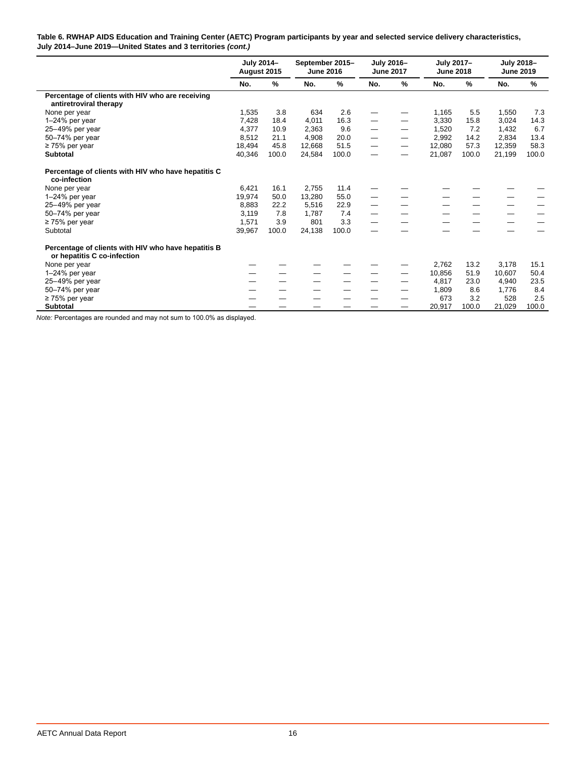**Table 6. RWHAP AIDS Education and Training Center (AETC) Program participants by year and selected service delivery characteristics, July 2014–June 2019—United States and 3 territories *(cont.)***

| | July 2014–August 2015 | | September 2015–June 2016 | | July 2016–June 2017 | | July 2017–June 2018 | | July 2018–June 2019 | |
|---|---|---|---|---|---|---|---|---|---|---|
| | No. | % | No. | % | No. | % | No. | % | No. | % |
| **Percentage of clients with HIV who are receiving antiretroviral therapy** | | | | | | | | | | |
| None per year | 1,535 | 3.8 | 634 | 2.6 | — | — | 1,165 | 5.5 | 1,550 | 7.3 |
| 1–24% per year | 7,428 | 18.4 | 4,011 | 16.3 | — | — | 3,330 | 15.8 | 3,024 | 14.3 |
| 25–49% per year | 4,377 | 10.9 | 2,363 | 9.6 | — | — | 1,520 | 7.2 | 1,432 | 6.7 |
| 50–74% per year | 8,512 | 21.1 | 4,908 | 20.0 | — | — | 2,992 | 14.2 | 2,834 | 13.4 |
| ≥ 75% per year | 18,494 | 45.8 | 12,668 | 51.5 | — | — | 12,080 | 57.3 | 12,359 | 58.3 |
| **Subtotal** | 40,346 | 100.0 | 24,584 | 100.0 | — | — | 21,087 | 100.0 | 21,199 | 100.0 |
| **Percentage of clients with HIV who have hepatitis C co-infection** | | | | | | | | | | |
| None per year | 6,421 | 16.1 | 2,755 | 11.4 | — | — | — | — | — | — |
| 1–24% per year | 19,974 | 50.0 | 13,280 | 55.0 | — | — | — | — | — | — |
| 25–49% per year | 8,883 | 22.2 | 5,516 | 22.9 | — | — | — | — | — | — |
| 50–74% per year | 3,119 | 7.8 | 1,787 | 7.4 | — | — | — | — | — | — |
| ≥ 75% per year | 1,571 | 3.9 | 801 | 3.3 | — | — | — | — | — | — |
| Subtotal | 39,967 | 100.0 | 24,138 | 100.0 | — | — | — | — | — | — |
| **Percentage of clients with HIV who have hepatitis B or hepatitis C co-infection** | | | | | | | | | | |
| None per year | — | — | — | — | — | — | 2,762 | 13.2 | 3,178 | 15.1 |
| 1–24% per year | — | — | — | — | — | — | 10,856 | 51.9 | 10,607 | 50.4 |
| 25–49% per year | — | — | — | — | — | — | 4,817 | 23.0 | 4,940 | 23.5 |
| 50–74% per year | — | — | — | — | — | — | 1,809 | 8.6 | 1,776 | 8.4 |
| ≥ 75% per year | — | — | — | — | — | — | 673 | 3.2 | 528 | 2.5 |
| **Subtotal** | — | — | — | — | — | — | 20,917 | 100.0 | 21,029 | 100.0 |

*Note:* Percentages are rounded and may not sum to 100.0% as displayed.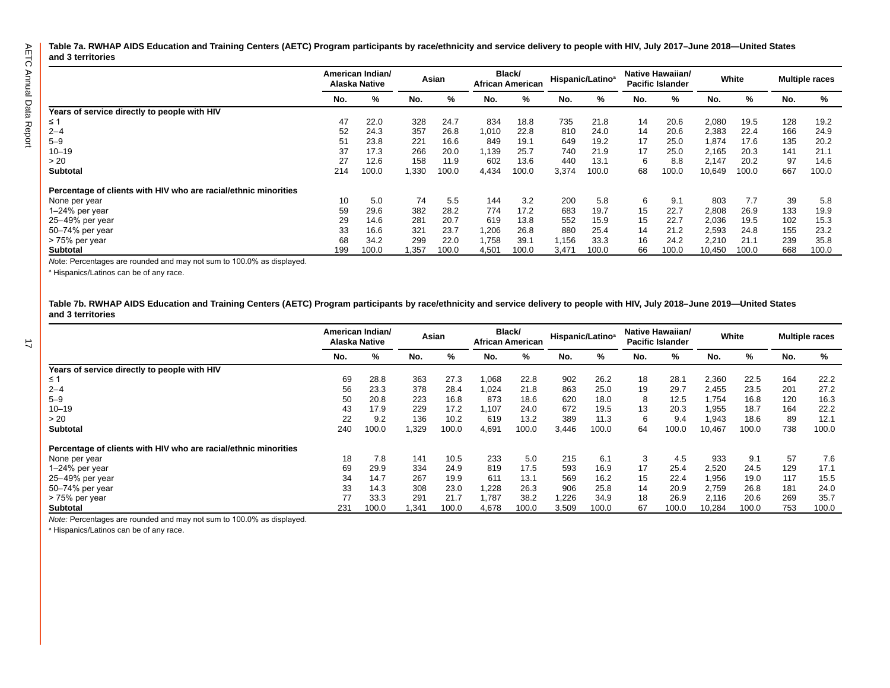**Table 7a. RWHAP AIDS Education and Training Centers (AETC) Program participants by race/ethnicity and service delivery to people with HIV, July 2017–June 2018—United States and 3 territories**

| | American Indian/ Alaska Native | | Asian | | Black/ African American | | Hispanic/Latino[a] | | Native Hawaiian/ Pacific Islander | | White | | Multiple races | |
|---|---|---|---|---|---|---|---|---|---|---|---|---|---|---|
| | No. | % | No. | % | No. | % | No. | % | No. | % | No. | % | No. | % |
| **Years of service directly to people with HIV** | | | | | | | | | | | | | | |
| ≤ 1 | 47 | 22.0 | 328 | 24.7 | 834 | 18.8 | 735 | 21.8 | 14 | 20.6 | 2,080 | 19.5 | 128 | 19.2 |
| 2–4 | 52 | 24.3 | 357 | 26.8 | 1,010 | 22.8 | 810 | 24.0 | 14 | 20.6 | 2,383 | 22.4 | 166 | 24.9 |
| 5–9 | 51 | 23.8 | 221 | 16.6 | 849 | 19.1 | 649 | 19.2 | 17 | 25.0 | 1,874 | 17.6 | 135 | 20.2 |
| 10–19 | 37 | 17.3 | 266 | 20.0 | 1,139 | 25.7 | 740 | 21.9 | 17 | 25.0 | 2,165 | 20.3 | 141 | 21.1 |
| > 20 | 27 | 12.6 | 158 | 11.9 | 602 | 13.6 | 440 | 13.1 | 6 | 8.8 | 2,147 | 20.2 | 97 | 14.6 |
| **Subtotal** | 214 | 100.0 | 1,330 | 100.0 | 4,434 | 100.0 | 3,374 | 100.0 | 68 | 100.0 | 10,649 | 100.0 | 667 | 100.0 |
| **Percentage of clients with HIV who are racial/ethnic minorities** | | | | | | | | | | | | | | |
| None per year | 10 | 5.0 | 74 | 5.5 | 144 | 3.2 | 200 | 5.8 | 6 | 9.1 | 803 | 7.7 | 39 | 5.8 |
| 1–24% per year | 59 | 29.6 | 382 | 28.2 | 774 | 17.2 | 683 | 19.7 | 15 | 22.7 | 2,808 | 26.9 | 133 | 19.9 |
| 25–49% per year | 29 | 14.6 | 281 | 20.7 | 619 | 13.8 | 552 | 15.9 | 15 | 22.7 | 2,036 | 19.5 | 102 | 15.3 |
| 50–74% per year | 33 | 16.6 | 321 | 23.7 | 1,206 | 26.8 | 880 | 25.4 | 14 | 21.2 | 2,593 | 24.8 | 155 | 23.2 |
| > 75% per year | 68 | 34.2 | 299 | 22.0 | 1,758 | 39.1 | 1,156 | 33.3 | 16 | 24.2 | 2,210 | 21.1 | 239 | 35.8 |
| **Subtotal** | 199 | 100.0 | 1,357 | 100.0 | 4,501 | 100.0 | 3,471 | 100.0 | 66 | 100.0 | 10,450 | 100.0 | 668 | 100.0 |

*Note*: Percentages are rounded and may not sum to 100.0% as displayed.

[a] Hispanics/Latinos can be of any race.

**Table 7b. RWHAP AIDS Education and Training Centers (AETC) Program participants by race/ethnicity and service delivery to people with HIV, July 2018–June 2019—United States and 3 territories**

| | American Indian/ Alaska Native | | Asian | | Black/ African American | | Hispanic/Latino[a] | | Native Hawaiian/ Pacific Islander | | White | | Multiple races | |
|---|---|---|---|---|---|---|---|---|---|---|---|---|---|---|
| | No. | % | No. | % | No. | % | No. | % | No. | % | No. | % | No. | % |
| **Years of service directly to people with HIV** | | | | | | | | | | | | | | |
| ≤ 1 | 69 | 28.8 | 363 | 27.3 | 1,068 | 22.8 | 902 | 26.2 | 18 | 28.1 | 2,360 | 22.5 | 164 | 22.2 |
| 2–4 | 56 | 23.3 | 378 | 28.4 | 1,024 | 21.8 | 863 | 25.0 | 19 | 29.7 | 2,455 | 23.5 | 201 | 27.2 |
| 5–9 | 50 | 20.8 | 223 | 16.8 | 873 | 18.6 | 620 | 18.0 | 8 | 12.5 | 1,754 | 16.8 | 120 | 16.3 |
| 10–19 | 43 | 17.9 | 229 | 17.2 | 1,107 | 24.0 | 672 | 19.5 | 13 | 20.3 | 1,955 | 18.7 | 164 | 22.2 |
| > 20 | 22 | 9.2 | 136 | 10.2 | 619 | 13.2 | 389 | 11.3 | 6 | 9.4 | 1,943 | 18.6 | 89 | 12.1 |
| **Subtotal** | 240 | 100.0 | 1,329 | 100.0 | 4,691 | 100.0 | 3,446 | 100.0 | 64 | 100.0 | 10,467 | 100.0 | 738 | 100.0 |
| **Percentage of clients with HIV who are racial/ethnic minorities** | | | | | | | | | | | | | | |
| None per year | 18 | 7.8 | 141 | 10.5 | 233 | 5.0 | 215 | 6.1 | 3 | 4.5 | 933 | 9.1 | 57 | 7.6 |
| 1–24% per year | 69 | 29.9 | 334 | 24.9 | 819 | 17.5 | 593 | 16.9 | 17 | 25.4 | 2,520 | 24.5 | 129 | 17.1 |
| 25–49% per year | 34 | 14.7 | 267 | 19.9 | 611 | 13.1 | 569 | 16.2 | 15 | 22.4 | 1,956 | 19.0 | 117 | 15.5 |
| 50–74% per year | 33 | 14.3 | 308 | 23.0 | 1,228 | 26.3 | 906 | 25.8 | 14 | 20.9 | 2,759 | 26.8 | 181 | 24.0 |
| > 75% per year | 77 | 33.3 | 291 | 21.7 | 1,787 | 38.2 | 1,226 | 34.9 | 18 | 26.9 | 2,116 | 20.6 | 269 | 35.7 |
| **Subtotal** | 231 | 100.0 | 1,341 | 100.0 | 4,678 | 100.0 | 3,509 | 100.0 | 67 | 100.0 | 10,284 | 100.0 | 753 | 100.0 |

*Note:* Percentages are rounded and may not sum to 100.0% as displayed.

[a] Hispanics/Latinos can be of any race.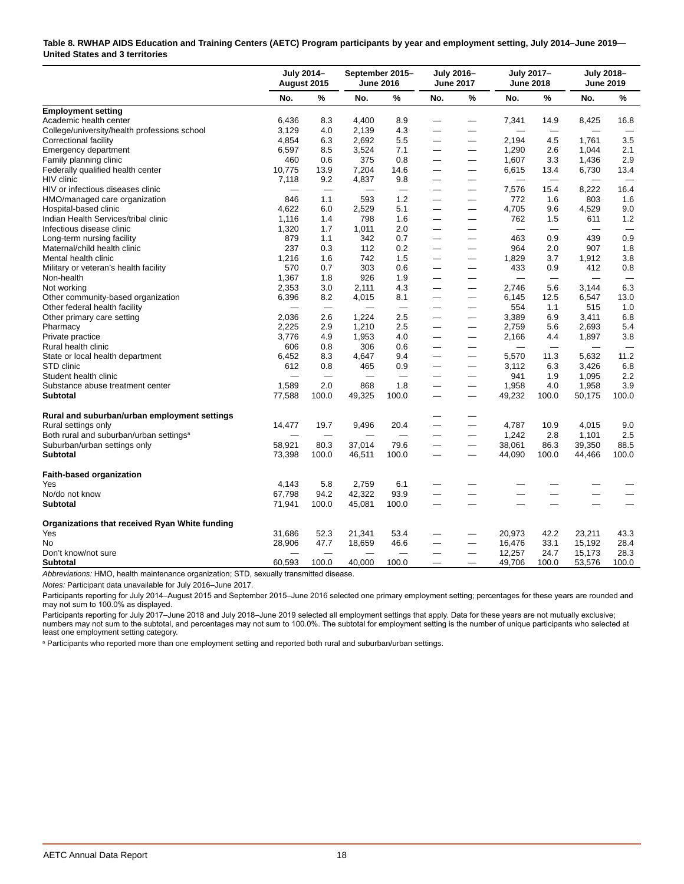**Table 8. RWHAP AIDS Education and Training Centers (AETC) Program participants by year and employment setting, July 2014–June 2019—United States and 3 territories**

| | July 2014–August 2015 | | September 2015–June 2016 | | July 2016–June 2017 | | July 2017–June 2018 | | July 2018–June 2019 | |
|---|---|---|---|---|---|---|---|---|---|---|
| | No. | % | No. | % | No. | % | No. | % | No. | % |
| **Employment setting** | | | | | | | | | | |
| Academic health center | 6,436 | 8.3 | 4,400 | 8.9 | — | — | 7,341 | 14.9 | 8,425 | 16.8 |
| College/university/health professions school | 3,129 | 4.0 | 2,139 | 4.3 | — | — | — | — | — | — |
| Correctional facility | 4,854 | 6.3 | 2,692 | 5.5 | — | — | 2,194 | 4.5 | 1,761 | 3.5 |
| Emergency department | 6,597 | 8.5 | 3,524 | 7.1 | — | — | 1,290 | 2.6 | 1,044 | 2.1 |
| Family planning clinic | 460 | 0.6 | 375 | 0.8 | — | — | 1,607 | 3.3 | 1,436 | 2.9 |
| Federally qualified health center | 10,775 | 13.9 | 7,204 | 14.6 | — | — | 6,615 | 13.4 | 6,730 | 13.4 |
| HIV clinic | 7,118 | 9.2 | 4,837 | 9.8 | — | — | — | — | — | — |
| HIV or infectious diseases clinic | — | — | — | — | — | — | 7,576 | 15.4 | 8,222 | 16.4 |
| HMO/managed care organization | 846 | 1.1 | 593 | 1.2 | — | — | 772 | 1.6 | 803 | 1.6 |
| Hospital-based clinic | 4,622 | 6.0 | 2,529 | 5.1 | — | — | 4,705 | 9.6 | 4,529 | 9.0 |
| Indian Health Services/tribal clinic | 1,116 | 1.4 | 798 | 1.6 | — | — | 762 | 1.5 | 611 | 1.2 |
| Infectious disease clinic | 1,320 | 1.7 | 1,011 | 2.0 | — | — | — | — | — | — |
| Long-term nursing facility | 879 | 1.1 | 342 | 0.7 | — | — | 463 | 0.9 | 439 | 0.9 |
| Maternal/child health clinic | 237 | 0.3 | 112 | 0.2 | — | — | 964 | 2.0 | 907 | 1.8 |
| Mental health clinic | 1,216 | 1.6 | 742 | 1.5 | — | — | 1,829 | 3.7 | 1,912 | 3.8 |
| Military or veteran's health facility | 570 | 0.7 | 303 | 0.6 | — | — | 433 | 0.9 | 412 | 0.8 |
| Non-health | 1,367 | 1.8 | 926 | 1.9 | — | — | — | — | — | — |
| Not working | 2,353 | 3.0 | 2,111 | 4.3 | — | — | 2,746 | 5.6 | 3,144 | 6.3 |
| Other community-based organization | 6,396 | 8.2 | 4,015 | 8.1 | — | — | 6,145 | 12.5 | 6,547 | 13.0 |
| Other federal health facility | — | — | — | — | — | — | 554 | 1.1 | 515 | 1.0 |
| Other primary care setting | 2,036 | 2.6 | 1,224 | 2.5 | — | — | 3,389 | 6.9 | 3,411 | 6.8 |
| Pharmacy | 2,225 | 2.9 | 1,210 | 2.5 | — | — | 2,759 | 5.6 | 2,693 | 5.4 |
| Private practice | 3,776 | 4.9 | 1,953 | 4.0 | — | — | 2,166 | 4.4 | 1,897 | 3.8 |
| Rural health clinic | 606 | 0.8 | 306 | 0.6 | — | — | — | — | — | — |
| State or local health department | 6,452 | 8.3 | 4,647 | 9.4 | — | — | 5,570 | 11.3 | 5,632 | 11.2 |
| STD clinic | 612 | 0.8 | 465 | 0.9 | — | — | 3,112 | 6.3 | 3,426 | 6.8 |
| Student health clinic | — | — | — | — | — | — | 941 | 1.9 | 1,095 | 2.2 |
| Substance abuse treatment center | 1,589 | 2.0 | 868 | 1.8 | — | — | 1,958 | 4.0 | 1,958 | 3.9 |
| **Subtotal** | 77,588 | 100.0 | 49,325 | 100.0 | — | — | 49,232 | 100.0 | 50,175 | 100.0 |
| **Rural and suburban/urban employment settings** | | | | | — | — | | | | |
| Rural settings only | 14,477 | 19.7 | 9,496 | 20.4 | — | — | 4,787 | 10.9 | 4,015 | 9.0 |
| Both rural and suburban/urban settings[a] | — | — | — | — | — | — | 1,242 | 2.8 | 1,101 | 2.5 |
| Suburban/urban settings only | 58,921 | 80.3 | 37,014 | 79.6 | — | — | 38,061 | 86.3 | 39,350 | 88.5 |
| **Subtotal** | 73,398 | 100.0 | 46,511 | 100.0 | — | — | 44,090 | 100.0 | 44,466 | 100.0 |
| **Faith-based organization** | | | | | | | | | | |
| Yes | 4,143 | 5.8 | 2,759 | 6.1 | — | — | — | — | — | — |
| No/do not know | 67,798 | 94.2 | 42,322 | 93.9 | — | — | — | — | — | — |
| **Subtotal** | 71,941 | 100.0 | 45,081 | 100.0 | — | — | — | — | — | — |
| **Organizations that received Ryan White funding** | | | | | | | | | | |
| Yes | 31,686 | 52.3 | 21,341 | 53.4 | — | — | 20,973 | 42.2 | 23,211 | 43.3 |
| No | 28,906 | 47.7 | 18,659 | 46.6 | — | — | 16,476 | 33.1 | 15,192 | 28.4 |
| Don't know/not sure | — | — | — | — | — | — | 12,257 | 24.7 | 15,173 | 28.3 |
| **Subtotal** | 60,593 | 100.0 | 40,000 | 100.0 | — | — | 49,706 | 100.0 | 53,576 | 100.0 |

*Abbreviations:* HMO, health maintenance organization; STD, sexually transmitted disease.

*Notes:* Participant data unavailable for July 2016–June 2017.

Participants reporting for July 2014–August 2015 and September 2015–June 2016 selected one primary employment setting; percentages for these years are rounded and may not sum to 100.0% as displayed.

Participants reporting for July 2017–June 2018 and July 2018–June 2019 selected all employment settings that apply. Data for these years are not mutually exclusive; numbers may not sum to the subtotal, and percentages may not sum to 100.0%. The subtotal for employment setting is the number of unique participants who selected at least one employment setting category.

[a] Participants who reported more than one employment setting and reported both rural and suburban/urban settings.